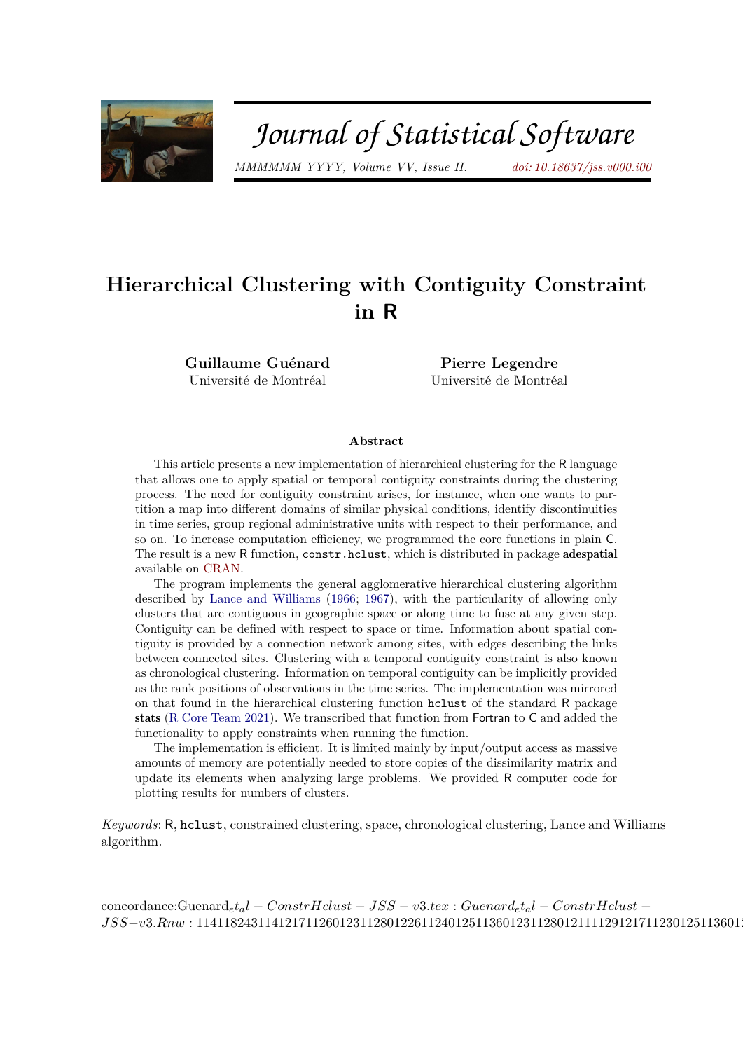# Hierarchical Clustering with Contiguity Constraint in R

**Guillaume Guénard**
Université de Montréal

**Pierre Legendre**
Université de Montréal

## Abstract

This article presents a new implementation of hierarchical clustering for the R language that allows one to apply spatial or temporal contiguity constraints during the clustering process. The need for contiguity constraint arises, for instance, when one wants to partition a map into different domains of similar physical conditions, identify discontinuities in time series, group regional administrative units with respect to their performance, and so on. To increase computation efficiency, we programmed the core functions in plain C. The result is a new R function, `constr.hclust`, which is distributed in package **adespatial** available on CRAN.

The program implements the general agglomerative hierarchical clustering algorithm described by Lance and Williams (1966; 1967), with the particularity of allowing only clusters that are contiguous in geographic space or along time to fuse at any given step. Contiguity can be defined with respect to space or time. Information about spatial contiguity is provided by a connection network among sites, with edges describing the links between connected sites. Clustering with a temporal contiguity constraint is also known as chronological clustering. Information on temporal contiguity can be implicitly provided as the rank positions of observations in the time series. The implementation was mirrored on that found in the hierarchical clustering function `hclust` of the standard R package **stats** (R Core Team 2021). We transcribed that function from Fortran to C and added the functionality to apply constraints when running the function.

The implementation is efficient. It is limited mainly by input/output access as massive amounts of memory are potentially needed to store copies of the dissimilarity matrix and update its elements when analyzing large problems. We provided R computer code for plotting results for numbers of clusters.

*Keywords*: R, `hclust`, constrained clustering, space, chronological clustering, Lance and Williams algorithm.

concordance:Guenard_et_al-ConstrHclust-JSS-v3.tex:Guenard_et_al-ConstrHclust-JSS-v3.Rnw:1141182431141217112601231128012261124012511360123112801211112912171123012511360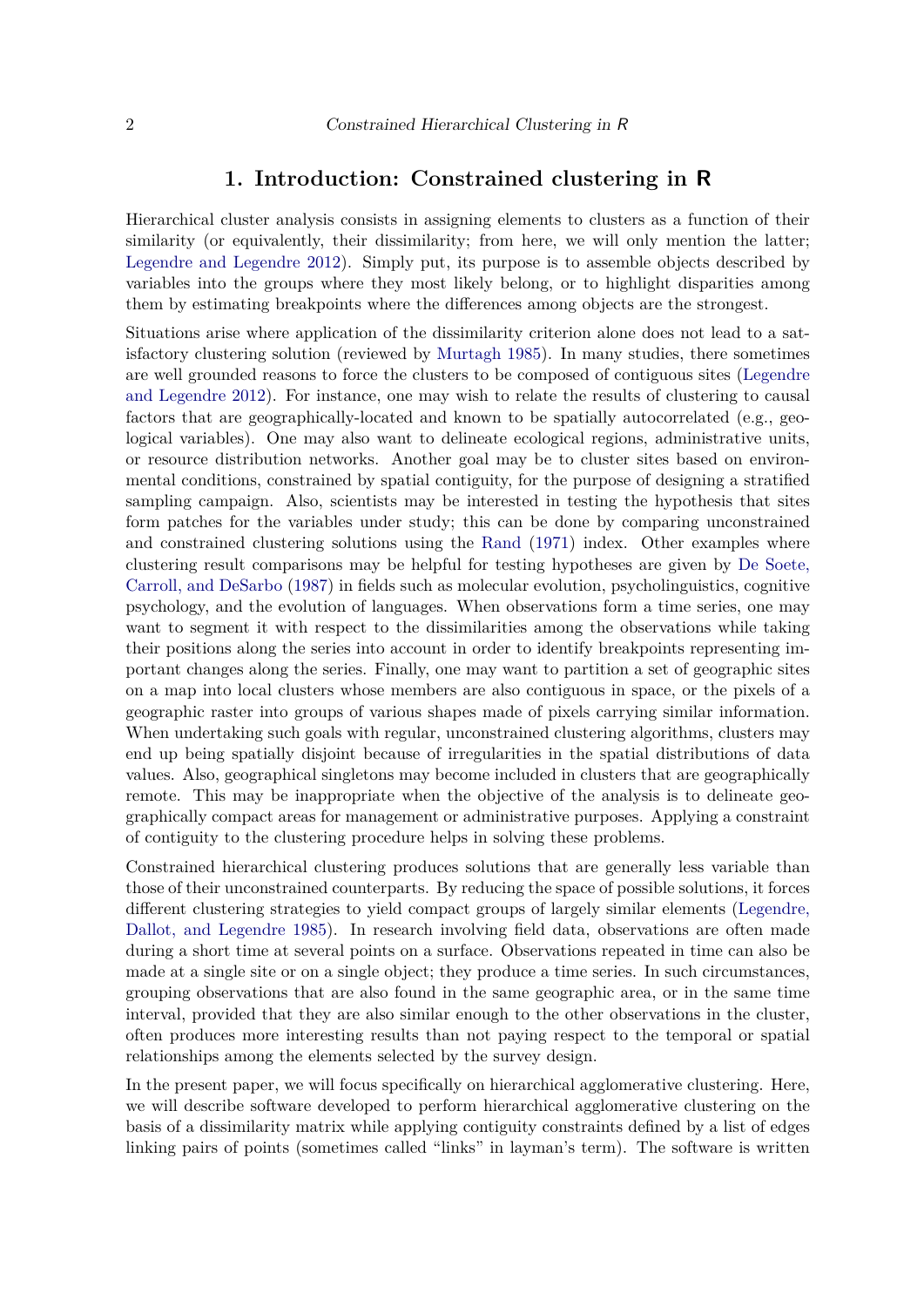# 1. Introduction: Constrained clustering in R

Hierarchical cluster analysis consists in assigning elements to clusters as a function of their similarity (or equivalently, their dissimilarity; from here, we will only mention the latter; Legendre and Legendre 2012). Simply put, its purpose is to assemble objects described by variables into the groups where they most likely belong, or to highlight disparities among them by estimating breakpoints where the differences among objects are the strongest.

Situations arise where application of the dissimilarity criterion alone does not lead to a satisfactory clustering solution (reviewed by Murtagh 1985). In many studies, there sometimes are well grounded reasons to force the clusters to be composed of contiguous sites (Legendre and Legendre 2012). For instance, one may wish to relate the results of clustering to causal factors that are geographically-located and known to be spatially autocorrelated (e.g., geological variables). One may also want to delineate ecological regions, administrative units, or resource distribution networks. Another goal may be to cluster sites based on environmental conditions, constrained by spatial contiguity, for the purpose of designing a stratified sampling campaign. Also, scientists may be interested in testing the hypothesis that sites form patches for the variables under study; this can be done by comparing unconstrained and constrained clustering solutions using the Rand (1971) index. Other examples where clustering result comparisons may be helpful for testing hypotheses are given by De Soete, Carroll, and DeSarbo (1987) in fields such as molecular evolution, psycholinguistics, cognitive psychology, and the evolution of languages. When observations form a time series, one may want to segment it with respect to the dissimilarities among the observations while taking their positions along the series into account in order to identify breakpoints representing important changes along the series. Finally, one may want to partition a set of geographic sites on a map into local clusters whose members are also contiguous in space, or the pixels of a geographic raster into groups of various shapes made of pixels carrying similar information. When undertaking such goals with regular, unconstrained clustering algorithms, clusters may end up being spatially disjoint because of irregularities in the spatial distributions of data values. Also, geographical singletons may become included in clusters that are geographically remote. This may be inappropriate when the objective of the analysis is to delineate geographically compact areas for management or administrative purposes. Applying a constraint of contiguity to the clustering procedure helps in solving these problems.

Constrained hierarchical clustering produces solutions that are generally less variable than those of their unconstrained counterparts. By reducing the space of possible solutions, it forces different clustering strategies to yield compact groups of largely similar elements (Legendre, Dallot, and Legendre 1985). In research involving field data, observations are often made during a short time at several points on a surface. Observations repeated in time can also be made at a single site or on a single object; they produce a time series. In such circumstances, grouping observations that are also found in the same geographic area, or in the same time interval, provided that they are also similar enough to the other observations in the cluster, often produces more interesting results than not paying respect to the temporal or spatial relationships among the elements selected by the survey design.

In the present paper, we will focus specifically on hierarchical agglomerative clustering. Here, we will describe software developed to perform hierarchical agglomerative clustering on the basis of a dissimilarity matrix while applying contiguity constraints defined by a list of edges linking pairs of points (sometimes called "links" in layman's term). The software is written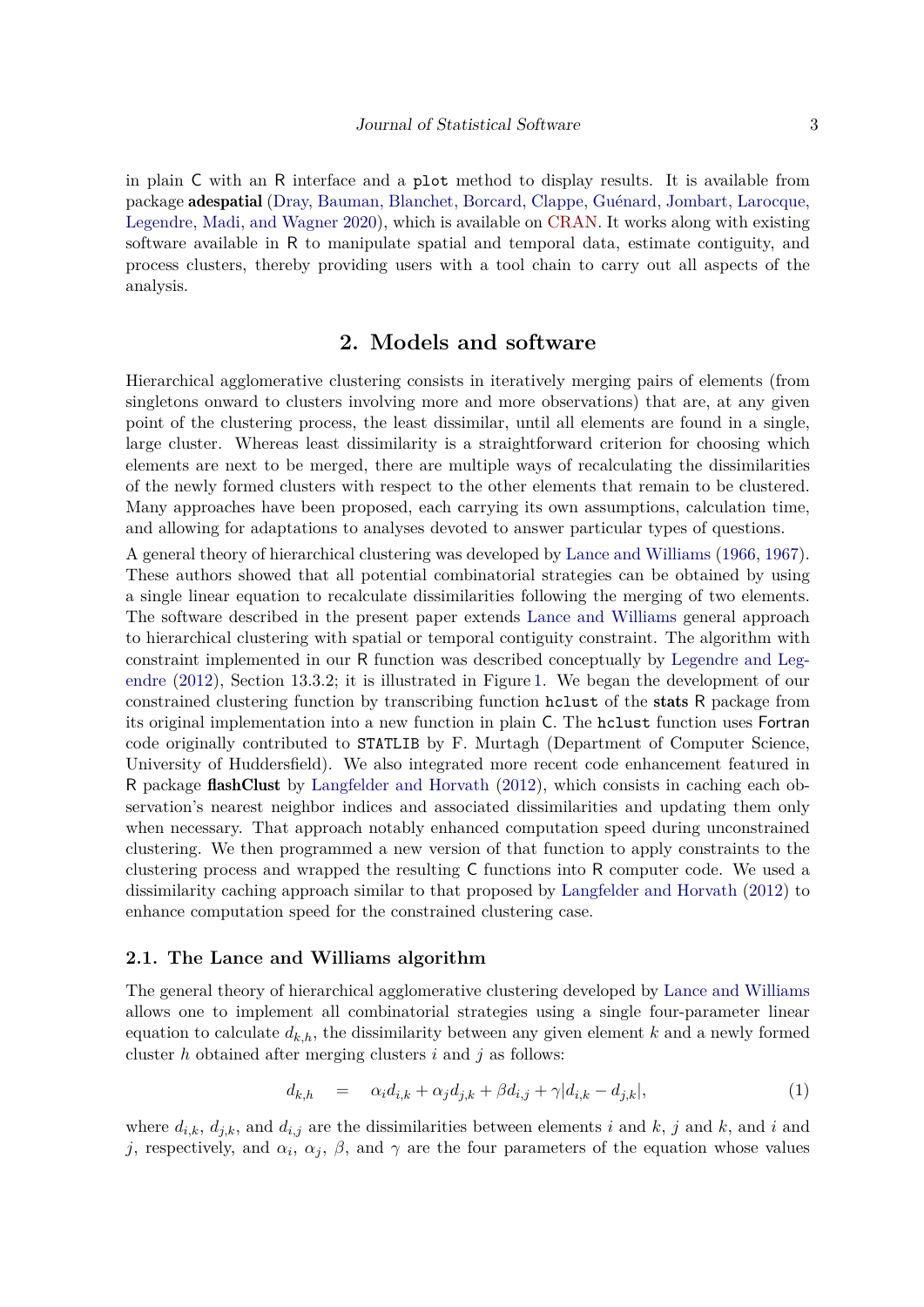in plain C with an R interface and a plot method to display results. It is available from package **adespatial** (Dray, Bauman, Blanchet, Borcard, Clappe, Guénard, Jombart, Larocque, Legendre, Madi, and Wagner 2020), which is available on CRAN. It works along with existing software available in R to manipulate spatial and temporal data, estimate contiguity, and process clusters, thereby providing users with a tool chain to carry out all aspects of the analysis.

## 2. Models and software

Hierarchical agglomerative clustering consists in iteratively merging pairs of elements (from singletons onward to clusters involving more and more observations) that are, at any given point of the clustering process, the least dissimilar, until all elements are found in a single, large cluster. Whereas least dissimilarity is a straightforward criterion for choosing which elements are next to be merged, there are multiple ways of recalculating the dissimilarities of the newly formed clusters with respect to the other elements that remain to be clustered. Many approaches have been proposed, each carrying its own assumptions, calculation time, and allowing for adaptations to analyses devoted to answer particular types of questions.

A general theory of hierarchical clustering was developed by Lance and Williams (1966, 1967). These authors showed that all potential combinatorial strategies can be obtained by using a single linear equation to recalculate dissimilarities following the merging of two elements. The software described in the present paper extends Lance and Williams general approach to hierarchical clustering with spatial or temporal contiguity constraint. The algorithm with constraint implemented in our R function was described conceptually by Legendre and Legendre (2012), Section 13.3.2; it is illustrated in Figure 1. We began the development of our constrained clustering function by transcribing function `hclust` of the **stats** R package from its original implementation into a new function in plain C. The `hclust` function uses Fortran code originally contributed to `STATLIB` by F. Murtagh (Department of Computer Science, University of Huddersfield). We also integrated more recent code enhancement featured in R package **flashClust** by Langfelder and Horvath (2012), which consists in caching each observation's nearest neighbor indices and associated dissimilarities and updating them only when necessary. That approach notably enhanced computation speed during unconstrained clustering. We then programmed a new version of that function to apply constraints to the clustering process and wrapped the resulting C functions into R computer code. We used a dissimilarity caching approach similar to that proposed by Langfelder and Horvath (2012) to enhance computation speed for the constrained clustering case.

### 2.1. The Lance and Williams algorithm

The general theory of hierarchical agglomerative clustering developed by Lance and Williams allows one to implement all combinatorial strategies using a single four-parameter linear equation to calculate $d_{k,h}$, the dissimilarity between any given element $k$ and a newly formed cluster $h$ obtained after merging clusters $i$ and $j$ as follows:

$$d_{k,h} \quad = \quad \alpha_i d_{i,k} + \alpha_j d_{j,k} + \beta d_{i,j} + \gamma |d_{i,k} - d_{j,k}|, \tag{1}$$

where $d_{i,k}$, $d_{j,k}$, and $d_{i,j}$ are the dissimilarities between elements $i$ and $k$, $j$ and $k$, and $i$ and $j$, respectively, and $\alpha_i$, $\alpha_j$, $\beta$, and $\gamma$ are the four parameters of the equation whose values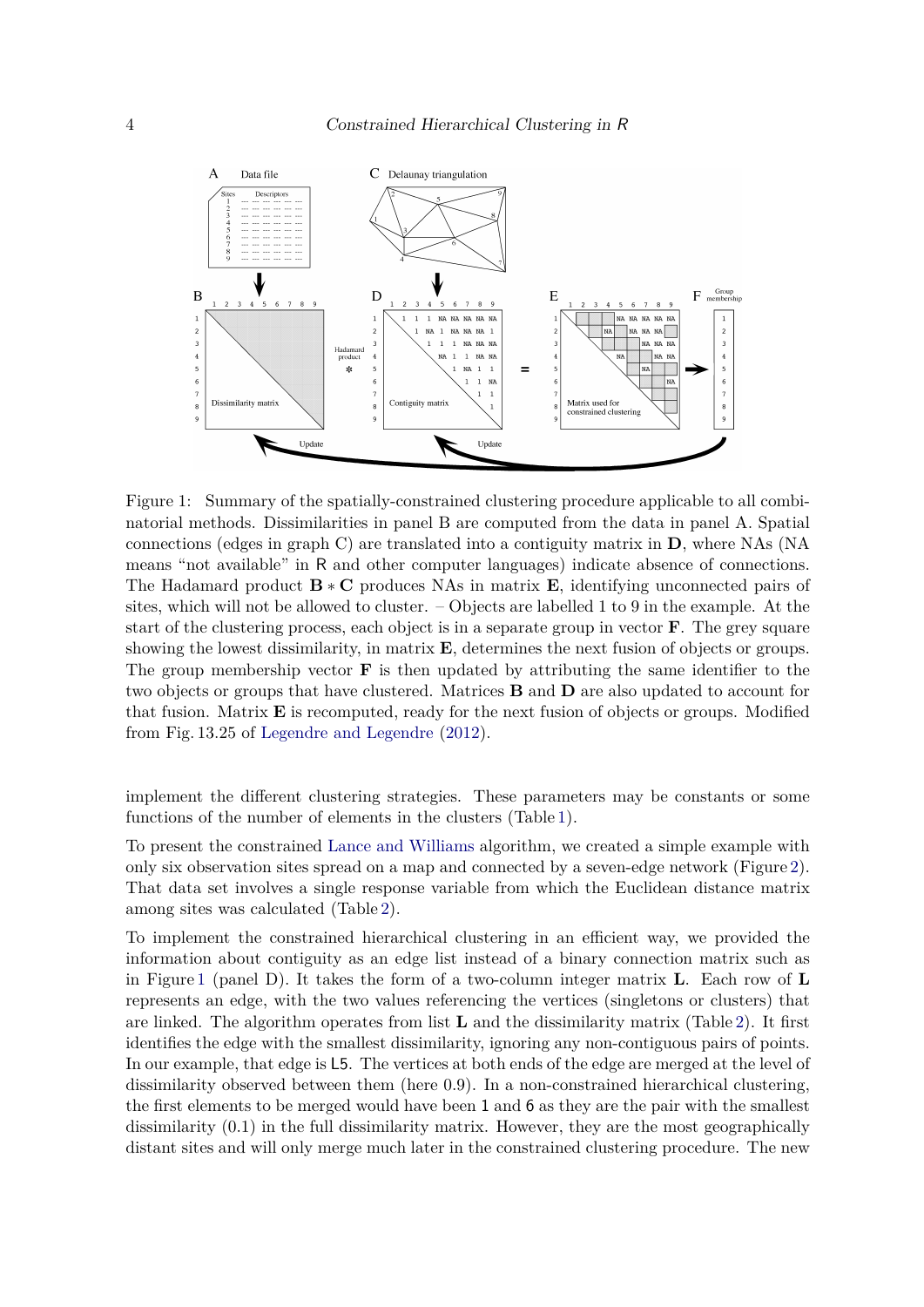Figure 1: Summary of the spatially-constrained clustering procedure applicable to all combinatorial methods. Dissimilarities in panel B are computed from the data in panel A. Spatial connections (edges in graph C) are translated into a contiguity matrix in **D**, where NAs (NA means "not available" in R and other computer languages) indicate absence of connections. The Hadamard product $\mathbf{B} * \mathbf{C}$ produces NAs in matrix **E**, identifying unconnected pairs of sites, which will not be allowed to cluster. – Objects are labelled 1 to 9 in the example. At the start of the clustering process, each object is in a separate group in vector **F**. The grey square showing the lowest dissimilarity, in matrix **E**, determines the next fusion of objects or groups. The group membership vector **F** is then updated by attributing the same identifier to the two objects or groups that have clustered. Matrices **B** and **D** are also updated to account for that fusion. Matrix **E** is recomputed, ready for the next fusion of objects or groups. Modified from Fig. 13.25 of Legendre and Legendre (2012).

implement the different clustering strategies. These parameters may be constants or some functions of the number of elements in the clusters (Table 1).

To present the constrained Lance and Williams algorithm, we created a simple example with only six observation sites spread on a map and connected by a seven-edge network (Figure 2). That data set involves a single response variable from which the Euclidean distance matrix among sites was calculated (Table 2).

To implement the constrained hierarchical clustering in an efficient way, we provided the information about contiguity as an edge list instead of a binary connection matrix such as in Figure 1 (panel D). It takes the form of a two-column integer matrix **L**. Each row of **L** represents an edge, with the two values referencing the vertices (singletons or clusters) that are linked. The algorithm operates from list **L** and the dissimilarity matrix (Table 2). It first identifies the edge with the smallest dissimilarity, ignoring any non-contiguous pairs of points. In our example, that edge is L5. The vertices at both ends of the edge are merged at the level of dissimilarity observed between them (here 0.9). In a non-constrained hierarchical clustering, the first elements to be merged would have been 1 and 6 as they are the pair with the smallest dissimilarity (0.1) in the full dissimilarity matrix. However, they are the most geographically distant sites and will only merge much later in the constrained clustering procedure. The new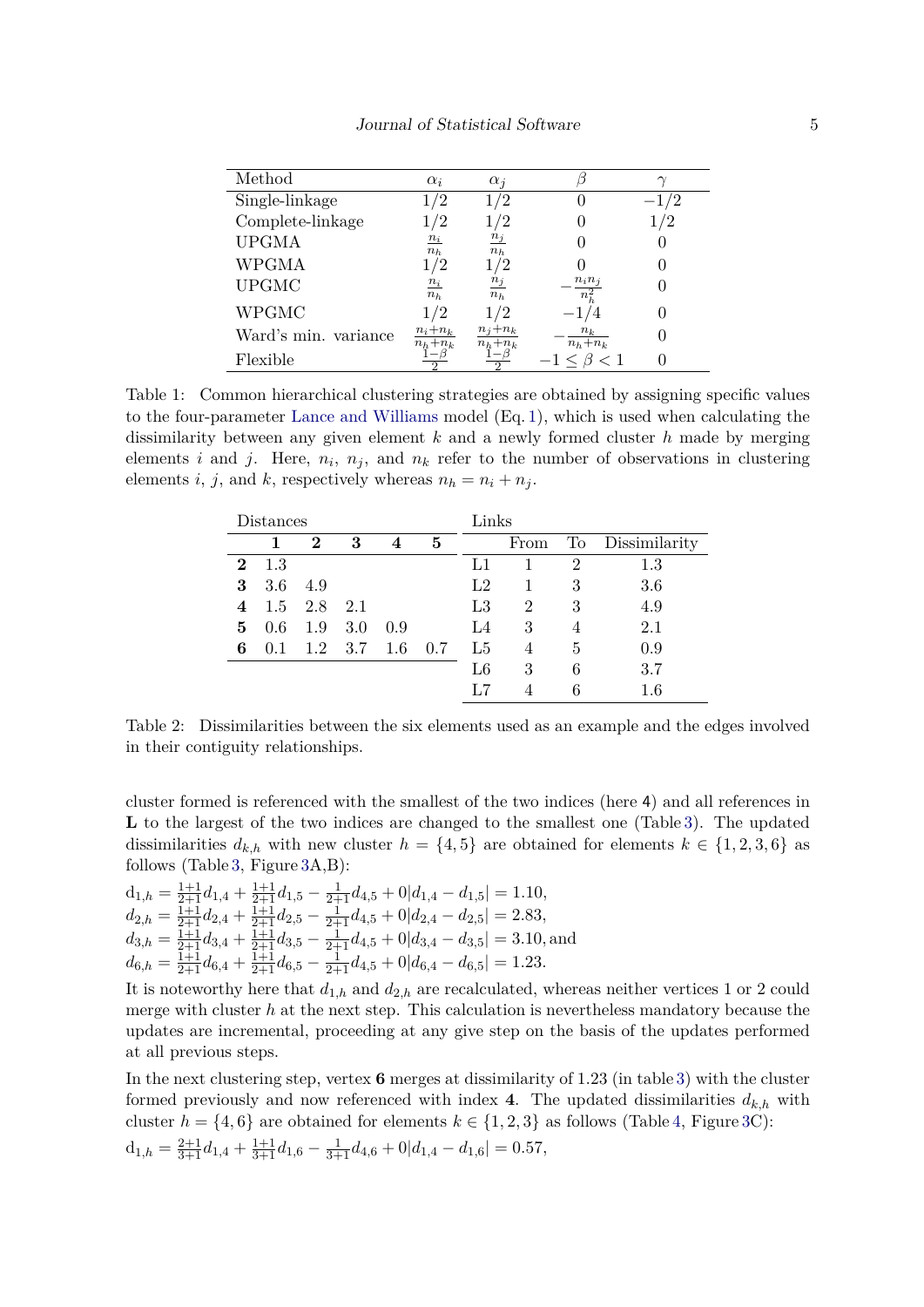| Method | $\alpha_i$ | $\alpha_j$ | $\beta$ | $\gamma$ |
|---|---|---|---|---|
| Single-linkage | $1/2$ | $1/2$ | $0$ | $-1/2$ |
| Complete-linkage | $1/2$ | $1/2$ | $0$ | $1/2$ |
| UPGMA | $\frac{n_i}{n_h}$ | $\frac{n_j}{n_h}$ | $0$ | $0$ |
| WPGMA | $1/2$ | $1/2$ | $0$ | $0$ |
| UPGMC | $\frac{n_i}{n_h}$ | $\frac{n_j}{n_h}$ | $-\frac{n_i n_j}{n_h^2}$ | $0$ |
| WPGMC | $1/2$ | $1/2$ | $-1/4$ | $0$ |
| Ward's min. variance | $\frac{n_i+n_k}{n_h+n_k}$ | $\frac{n_j+n_k}{n_h+n_k}$ | $-\frac{n_k}{n_h+n_k}$ | $0$ |
| Flexible | $\frac{1-\beta}{2}$ | $\frac{1-\beta}{2}$ | $-1 \leq \beta < 1$ | $0$ |

Table 1: Common hierarchical clustering strategies are obtained by assigning specific values to the four-parameter Lance and Williams model (Eq. 1), which is used when calculating the dissimilarity between any given element $k$ and a newly formed cluster $h$ made by merging elements $i$ and $j$. Here, $n_i$, $n_j$, and $n_k$ refer to the number of observations in clustering elements $i$, $j$, and $k$, respectively whereas $n_h = n_i + n_j$.

| Distances | | | | | | Links | | | |
|---|---|---|---|---|---|---|---|---|---|
| | **1** | **2** | **3** | **4** | **5** | | From | To | Dissimilarity |
| **2** | 1.3 | | | | | L1 | 1 | 2 | 1.3 |
| **3** | 3.6 | 4.9 | | | | L2 | 1 | 3 | 3.6 |
| **4** | 1.5 | 2.8 | 2.1 | | | L3 | 2 | 3 | 4.9 |
| **5** | 0.6 | 1.9 | 3.0 | 0.9 | | L4 | 3 | 4 | 2.1 |
| **6** | 0.1 | 1.2 | 3.7 | 1.6 | 0.7 | L5 | 4 | 5 | 0.9 |
| | | | | | | L6 | 3 | 6 | 3.7 |
| | | | | | | L7 | 4 | 6 | 1.6 |

Table 2: Dissimilarities between the six elements used as an example and the edges involved in their contiguity relationships.

cluster formed is referenced with the smallest of the two indices (here 4) and all references in **L** to the largest of the two indices are changed to the smallest one (Table 3). The updated dissimilarities $d_{k,h}$ with new cluster $h = \{4, 5\}$ are obtained for elements $k \in \{1, 2, 3, 6\}$ as follows (Table 3, Figure 3A,B):

$$\mathrm{d}_{1,h} = \tfrac{1+1}{2+1} d_{1,4} + \tfrac{1+1}{2+1} d_{1,5} - \tfrac{1}{2+1} d_{4,5} + 0|d_{1,4} - d_{1,5}| = 1.10,$$
$$d_{2,h} = \tfrac{1+1}{2+1} d_{2,4} + \tfrac{1+1}{2+1} d_{2,5} - \tfrac{1}{2+1} d_{4,5} + 0|d_{2,4} - d_{2,5}| = 2.83,$$
$$d_{3,h} = \tfrac{1+1}{2+1} d_{3,4} + \tfrac{1+1}{2+1} d_{3,5} - \tfrac{1}{2+1} d_{4,5} + 0|d_{3,4} - d_{3,5}| = 3.10, \text{and}$$
$$d_{6,h} = \tfrac{1+1}{2+1} d_{6,4} + \tfrac{1+1}{2+1} d_{6,5} - \tfrac{1}{2+1} d_{4,5} + 0|d_{6,4} - d_{6,5}| = 1.23.$$

It is noteworthy here that $d_{1,h}$ and $d_{2,h}$ are recalculated, whereas neither vertices 1 or 2 could merge with cluster $h$ at the next step. This calculation is nevertheless mandatory because the updates are incremental, proceeding at any give step on the basis of the updates performed at all previous steps.

In the next clustering step, vertex **6** merges at dissimilarity of 1.23 (in table 3) with the cluster formed previously and now referenced with index **4**. The updated dissimilarities $d_{k,h}$ with cluster $h = \{4, 6\}$ are obtained for elements $k \in \{1, 2, 3\}$ as follows (Table 4, Figure 3C):

$$\mathrm{d}_{1,h} = \tfrac{2+1}{3+1} d_{1,4} + \tfrac{1+1}{3+1} d_{1,6} - \tfrac{1}{3+1} d_{4,6} + 0|d_{1,4} - d_{1,6}| = 0.57,$$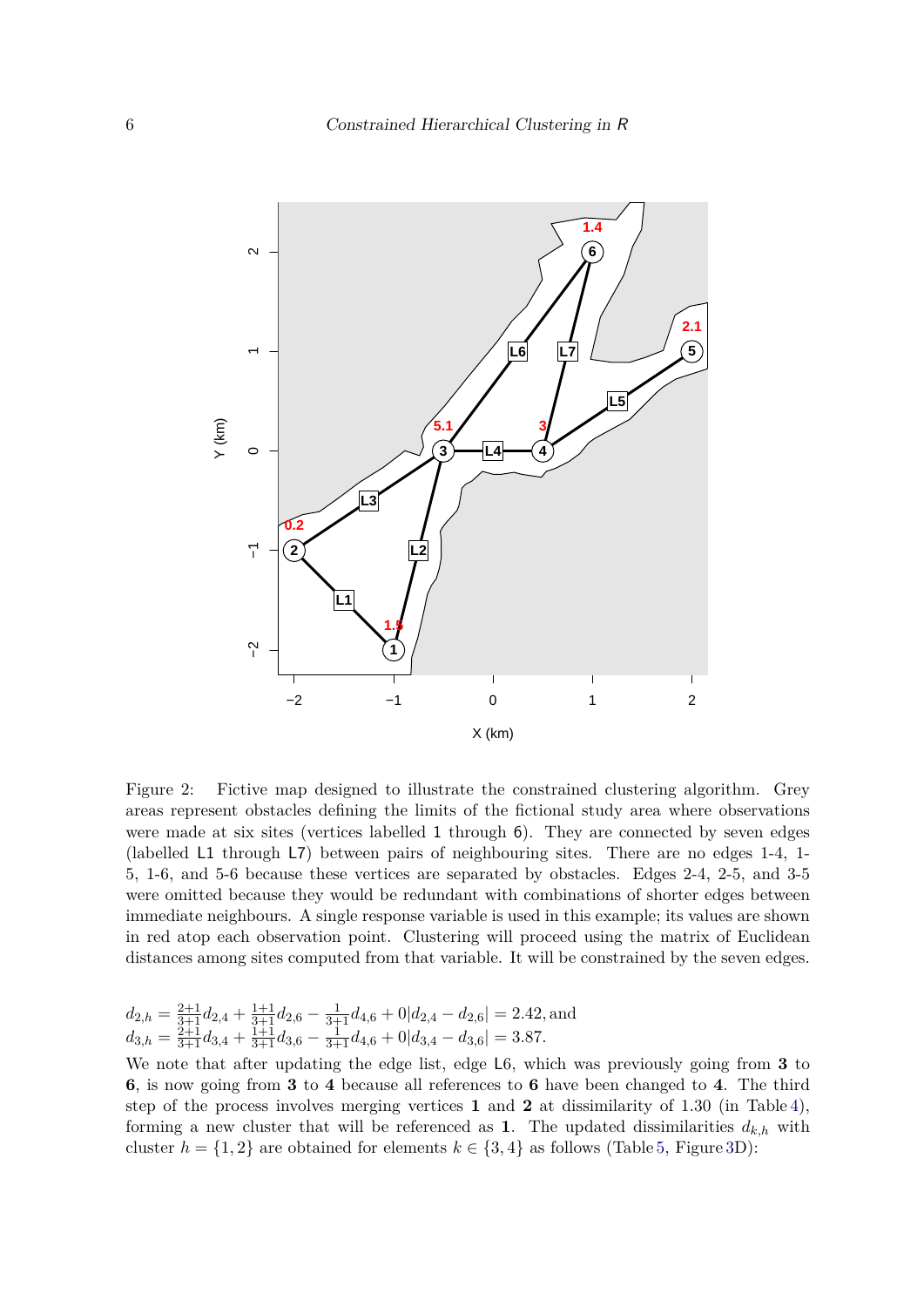Figure 2: Fictive map designed to illustrate the constrained clustering algorithm. Grey areas represent obstacles defining the limits of the fictional study area where observations were made at six sites (vertices labelled 1 through 6). They are connected by seven edges (labelled L1 through L7) between pairs of neighbouring sites. There are no edges 1-4, 1-5, 1-6, and 5-6 because these vertices are separated by obstacles. Edges 2-4, 2-5, and 3-5 were omitted because they would be redundant with combinations of shorter edges between immediate neighbours. A single response variable is used in this example; its values are shown in red atop each observation point. Clustering will proceed using the matrix of Euclidean distances among sites computed from that variable. It will be constrained by the seven edges.

$d_{2,h} = \frac{2+1}{3+1} d_{2,4} + \frac{1+1}{3+1} d_{2,6} - \frac{1}{3+1} d_{4,6} + 0|d_{2,4} - d_{2,6}| = 2.42$, and
$d_{3,h} = \frac{2+1}{3+1} d_{3,4} + \frac{1+1}{3+1} d_{3,6} - \frac{1}{3+1} d_{4,6} + 0|d_{3,4} - d_{3,6}| = 3.87$.

We note that after updating the edge list, edge L6, which was previously going from **3** to **6**, is now going from **3** to **4** because all references to **6** have been changed to **4**. The third step of the process involves merging vertices **1** and **2** at dissimilarity of 1.30 (in Table 4), forming a new cluster that will be referenced as **1**. The updated dissimilarities $d_{k,h}$ with cluster $h = \{1, 2\}$ are obtained for elements $k \in \{3, 4\}$ as follows (Table 5, Figure 3D):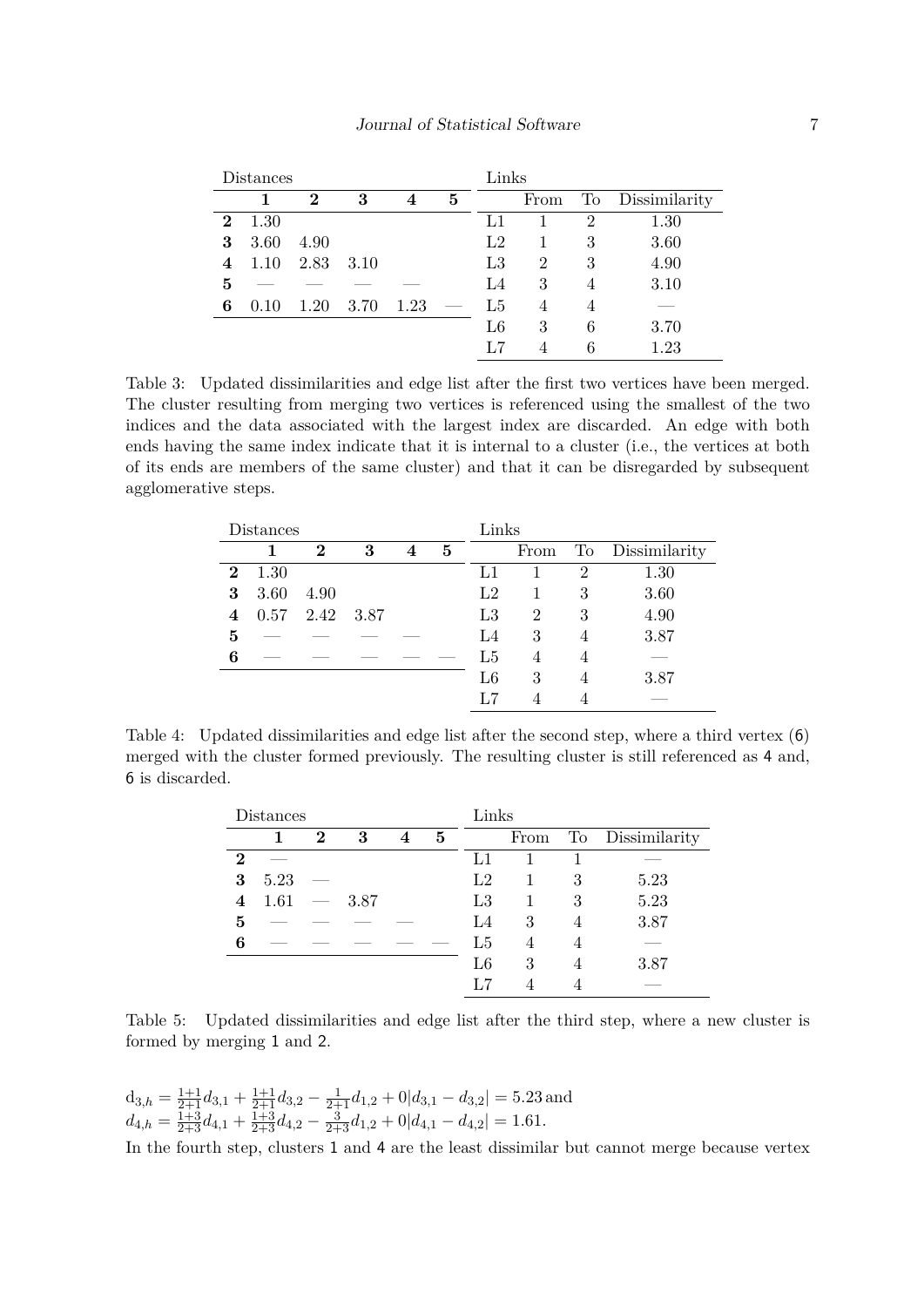| Distances | | | | | | Links | | | |
|---|---|---|---|---|---|---|---|---|---|
| | **1** | **2** | **3** | **4** | **5** | | From | To | Dissimilarity |
| **2** | 1.30 | | | | | L1 | 1 | 2 | 1.30 |
| **3** | 3.60 | 4.90 | | | | L2 | 1 | 3 | 3.60 |
| **4** | 1.10 | 2.83 | 3.10 | | | L3 | 2 | 3 | 4.90 |
| **5** | — | — | — | — | | L4 | 3 | 4 | 3.10 |
| **6** | 0.10 | 1.20 | 3.70 | 1.23 | — | L5 | 4 | 4 | — |
| | | | | | | L6 | 3 | 6 | 3.70 |
| | | | | | | L7 | 4 | 6 | 1.23 |

Table 3: Updated dissimilarities and edge list after the first two vertices have been merged. The cluster resulting from merging two vertices is referenced using the smallest of the two indices and the data associated with the largest index are discarded. An edge with both ends having the same index indicate that it is internal to a cluster (i.e., the vertices at both of its ends are members of the same cluster) and that it can be disregarded by subsequent agglomerative steps.

| Distances | | | | | | Links | | | |
|---|---|---|---|---|---|---|---|---|---|
| | **1** | **2** | **3** | **4** | **5** | | From | To | Dissimilarity |
| **2** | 1.30 | | | | | L1 | 1 | 2 | 1.30 |
| **3** | 3.60 | 4.90 | | | | L2 | 1 | 3 | 3.60 |
| **4** | 0.57 | 2.42 | 3.87 | | | L3 | 2 | 3 | 4.90 |
| **5** | — | — | — | — | | L4 | 3 | 4 | 3.87 |
| **6** | — | — | — | — | — | L5 | 4 | 4 | — |
| | | | | | | L6 | 3 | 4 | 3.87 |
| | | | | | | L7 | 4 | 4 | — |

Table 4: Updated dissimilarities and edge list after the second step, where a third vertex (6) merged with the cluster formed previously. The resulting cluster is still referenced as 4 and, 6 is discarded.

| Distances | | | | | | Links | | | |
|---|---|---|---|---|---|---|---|---|---|
| | **1** | **2** | **3** | **4** | **5** | | From | To | Dissimilarity |
| **2** | — | | | | | L1 | 1 | 1 | — |
| **3** | 5.23 | — | | | | L2 | 1 | 3 | 5.23 |
| **4** | 1.61 | — | 3.87 | | | L3 | 1 | 3 | 5.23 |
| **5** | — | — | — | — | | L4 | 3 | 4 | 3.87 |
| **6** | — | — | — | — | — | L5 | 4 | 4 | — |
| | | | | | | L6 | 3 | 4 | 3.87 |
| | | | | | | L7 | 4 | 4 | — |

Table 5: Updated dissimilarities and edge list after the third step, where a new cluster is formed by merging 1 and 2.

$d_{3,h} = \frac{1+1}{2+1}d_{3,1} + \frac{1+1}{2+1}d_{3,2} - \frac{1}{2+1}d_{1,2} + 0|d_{3,1} - d_{3,2}| = 5.23$ and
$d_{4,h} = \frac{1+3}{2+3}d_{4,1} + \frac{1+3}{2+3}d_{4,2} - \frac{3}{2+3}d_{1,2} + 0|d_{4,1} - d_{4,2}| = 1.61.$

In the fourth step, clusters 1 and 4 are the least dissimilar but cannot merge because vertex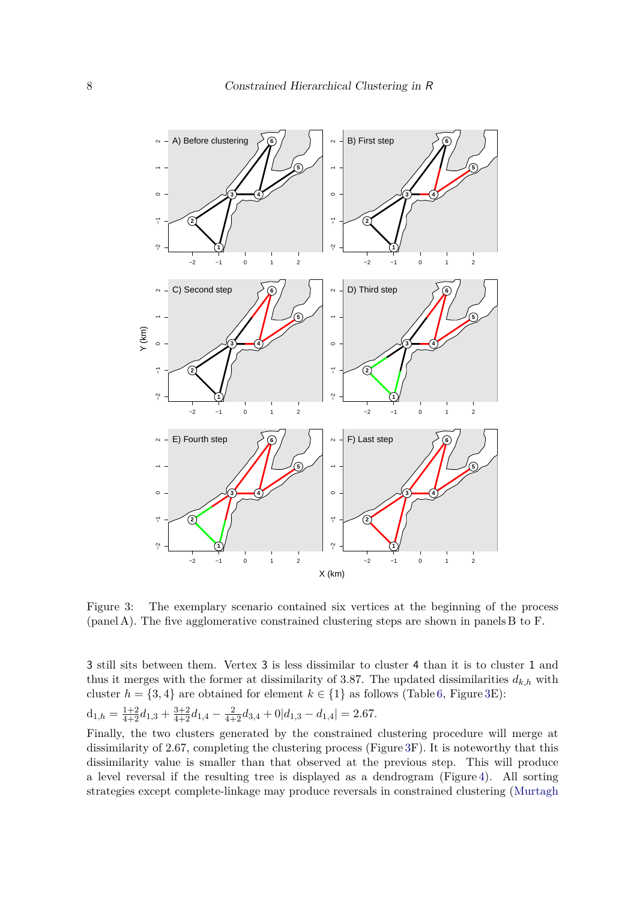Figure 3: The exemplary scenario contained six vertices at the beginning of the process (panel A). The five agglomerative constrained clustering steps are shown in panels B to F.

3 still sits between them. Vertex 3 is less dissimilar to cluster 4 than it is to cluster 1 and thus it merges with the former at dissimilarity of 3.87. The updated dissimilarities $d_{k,h}$ with cluster $h = \{3, 4\}$ are obtained for element $k \in \{1\}$ as follows (Table 6, Figure 3E):

$\mathrm{d}_{1,h} = \frac{1+2}{4+2} d_{1,3} + \frac{3+2}{4+2} d_{1,4} - \frac{2}{4+2} d_{3,4} + 0|d_{1,3} - d_{1,4}| = 2.67.$

Finally, the two clusters generated by the constrained clustering procedure will merge at dissimilarity of 2.67, completing the clustering process (Figure 3F). It is noteworthy that this dissimilarity value is smaller than that observed at the previous step. This will produce a level reversal if the resulting tree is displayed as a dendrogram (Figure 4). All sorting strategies except complete-linkage may produce reversals in constrained clustering (Murtagh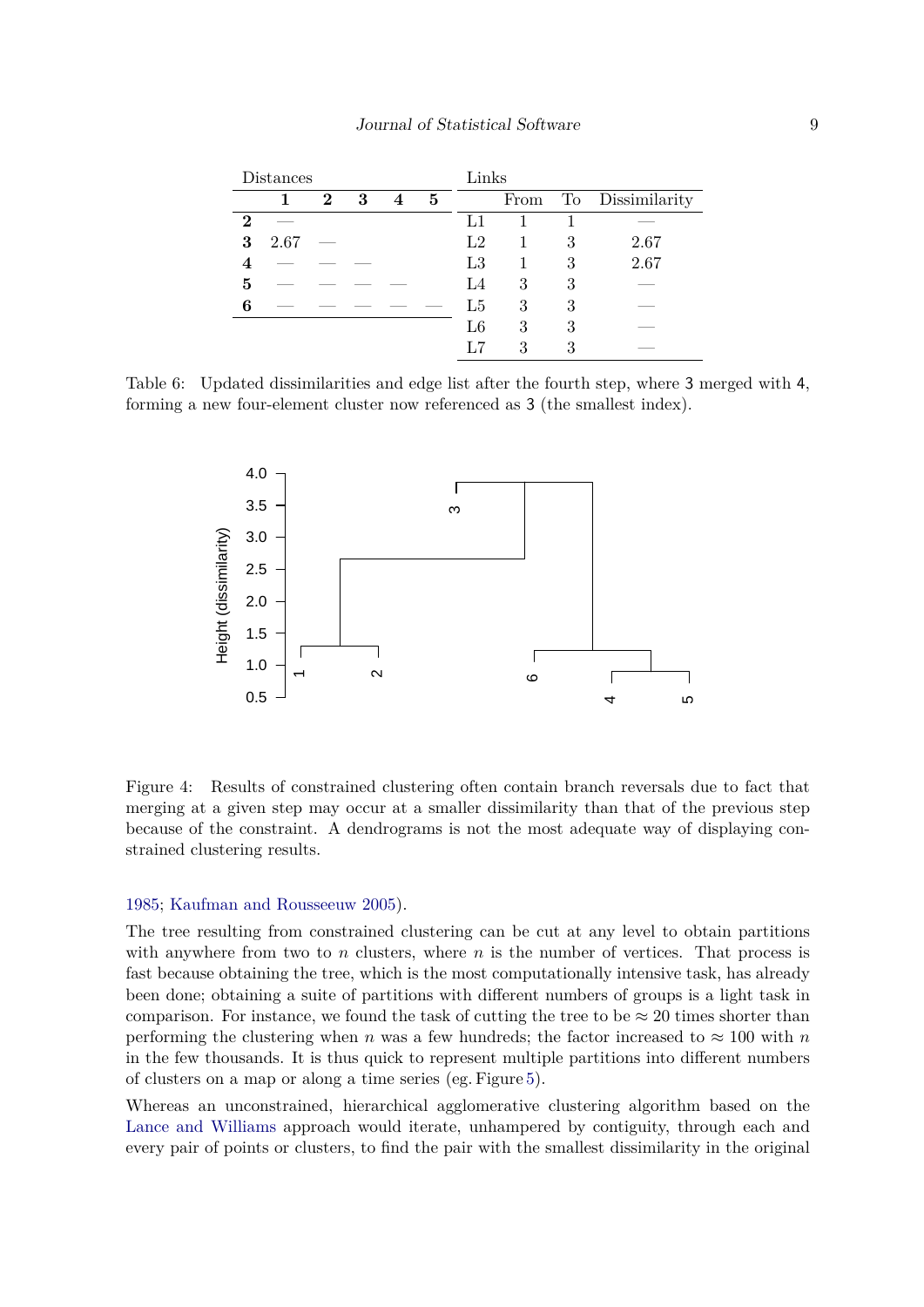| Distances | | | | | | Links | | | |
|---|---|---|---|---|---|---|---|---|---|
| | **1** | **2** | **3** | **4** | **5** | | From | To | Dissimilarity |
| **2** | — | | | | | L1 | 1 | 1 | — |
| **3** | 2.67 | — | | | | L2 | 1 | 3 | 2.67 |
| **4** | — | — | — | | | L3 | 1 | 3 | 2.67 |
| **5** | — | — | — | — | | L4 | 3 | 3 | — |
| **6** | — | — | — | — | — | L5 | 3 | 3 | — |
| | | | | | | L6 | 3 | 3 | — |
| | | | | | | L7 | 3 | 3 | — |

Table 6: Updated dissimilarities and edge list after the fourth step, where 3 merged with 4, forming a new four-element cluster now referenced as 3 (the smallest index).

Figure 4: Results of constrained clustering often contain branch reversals due to fact that merging at a given step may occur at a smaller dissimilarity than that of the previous step because of the constraint. A dendrograms is not the most adequate way of displaying constrained clustering results.

1985; Kaufman and Rousseeuw 2005).

The tree resulting from constrained clustering can be cut at any level to obtain partitions with anywhere from two to $n$ clusters, where $n$ is the number of vertices. That process is fast because obtaining the tree, which is the most computationally intensive task, has already been done; obtaining a suite of partitions with different numbers of groups is a light task in comparison. For instance, we found the task of cutting the tree to be $\approx 20$ times shorter than performing the clustering when $n$ was a few hundreds; the factor increased to $\approx 100$ with $n$ in the few thousands. It is thus quick to represent multiple partitions into different numbers of clusters on a map or along a time series (eg. Figure 5).

Whereas an unconstrained, hierarchical agglomerative clustering algorithm based on the Lance and Williams approach would iterate, unhampered by contiguity, through each and every pair of points or clusters, to find the pair with the smallest dissimilarity in the original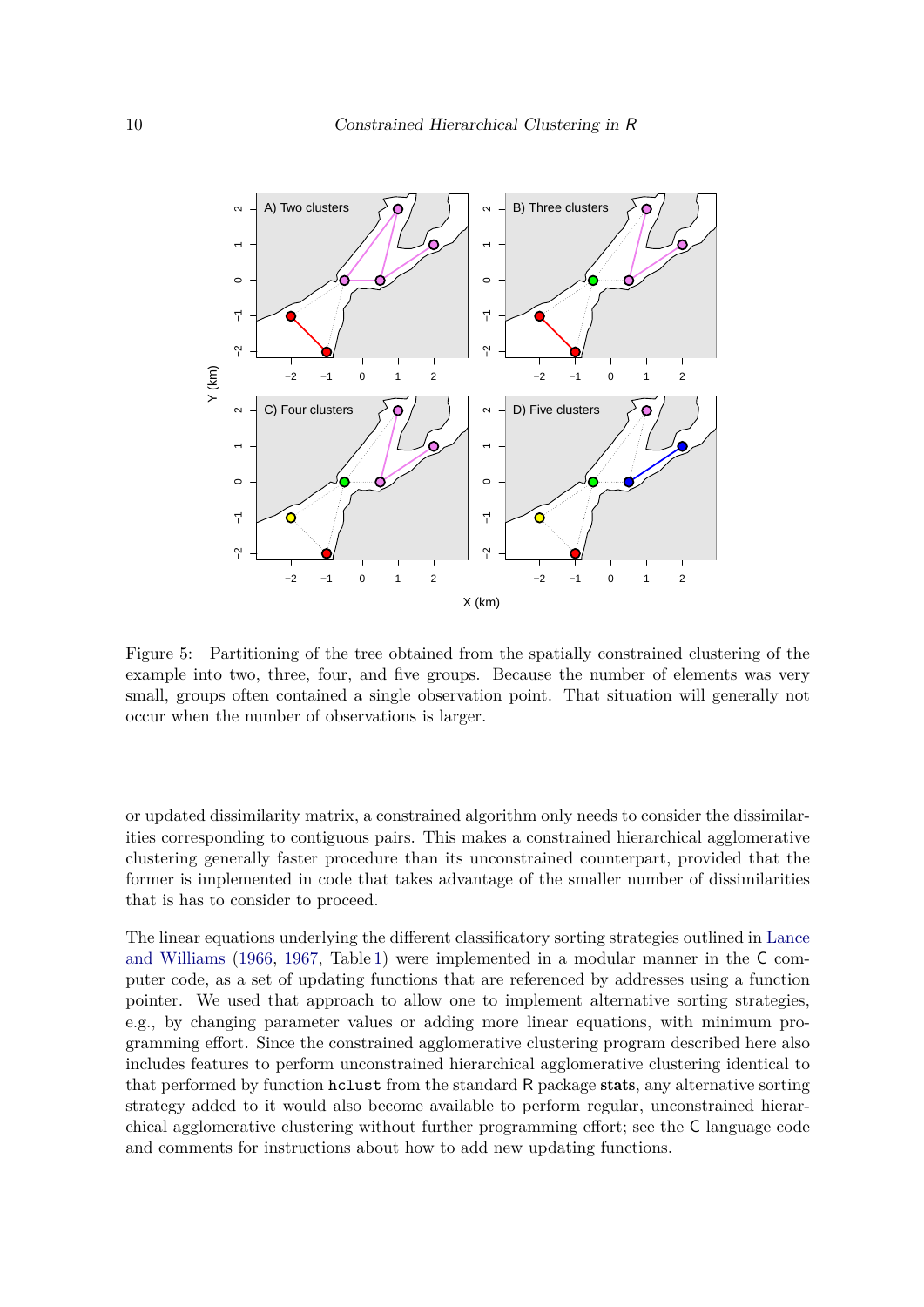Figure 5: Partitioning of the tree obtained from the spatially constrained clustering of the example into two, three, four, and five groups. Because the number of elements was very small, groups often contained a single observation point. That situation will generally not occur when the number of observations is larger.

or updated dissimilarity matrix, a constrained algorithm only needs to consider the dissimilarities corresponding to contiguous pairs. This makes a constrained hierarchical agglomerative clustering generally faster procedure than its unconstrained counterpart, provided that the former is implemented in code that takes advantage of the smaller number of dissimilarities that is has to consider to proceed.

The linear equations underlying the different classificatory sorting strategies outlined in Lance and Williams (1966, 1967, Table 1) were implemented in a modular manner in the C computer code, as a set of updating functions that are referenced by addresses using a function pointer. We used that approach to allow one to implement alternative sorting strategies, e.g., by changing parameter values or adding more linear equations, with minimum programming effort. Since the constrained agglomerative clustering program described here also includes features to perform unconstrained hierarchical agglomerative clustering identical to that performed by function `hclust` from the standard R package **stats**, any alternative sorting strategy added to it would also become available to perform regular, unconstrained hierarchical agglomerative clustering without further programming effort; see the C language code and comments for instructions about how to add new updating functions.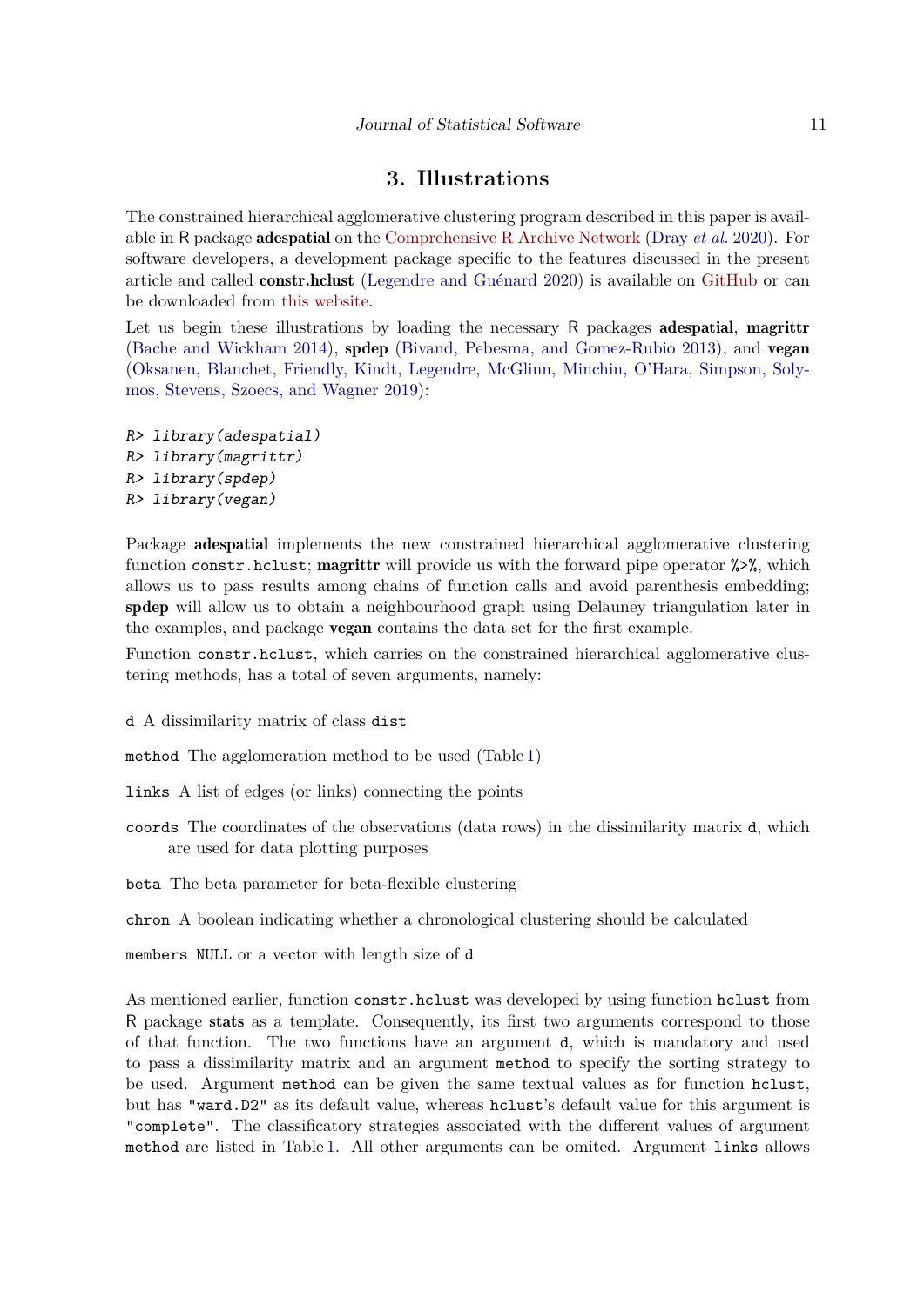# 3. Illustrations

The constrained hierarchical agglomerative clustering program described in this paper is available in R package **adespatial** on the Comprehensive R Archive Network (Dray *et al.* 2020). For software developers, a development package specific to the features discussed in the present article and called **constr.hclust** (Legendre and Guénard 2020) is available on GitHub or can be downloaded from this website.

Let us begin these illustrations by loading the necessary R packages **adespatial**, **magrittr** (Bache and Wickham 2014), **spdep** (Bivand, Pebesma, and Gomez-Rubio 2013), and **vegan** (Oksanen, Blanchet, Friendly, Kindt, Legendre, McGlinn, Minchin, O'Hara, Simpson, Solymos, Stevens, Szoecs, and Wagner 2019):

```
R> library(adespatial)
R> library(magrittr)
R> library(spdep)
R> library(vegan)
```

Package **adespatial** implements the new constrained hierarchical agglomerative clustering function `constr.hclust`; **magrittr** will provide us with the forward pipe operator `%>%`, which allows us to pass results among chains of function calls and avoid parenthesis embedding; **spdep** will allow us to obtain a neighbourhood graph using Delauney triangulation later in the examples, and package **vegan** contains the data set for the first example.

Function `constr.hclust`, which carries on the constrained hierarchical agglomerative clustering methods, has a total of seven arguments, namely:

`d` A dissimilarity matrix of class `dist`

`method` The agglomeration method to be used (Table 1)

`links` A list of edges (or links) connecting the points

`coords` The coordinates of the observations (data rows) in the dissimilarity matrix `d`, which are used for data plotting purposes

`beta` The beta parameter for beta-flexible clustering

`chron` A boolean indicating whether a chronological clustering should be calculated

`members` `NULL` or a vector with length size of `d`

As mentioned earlier, function `constr.hclust` was developed by using function `hclust` from R package **stats** as a template. Consequently, its first two arguments correspond to those of that function. The two functions have an argument `d`, which is mandatory and used to pass a dissimilarity matrix and an argument `method` to specify the sorting strategy to be used. Argument `method` can be given the same textual values as for function `hclust`, but has `"ward.D2"` as its default value, whereas `hclust`'s default value for this argument is `"complete"`. The classificatory strategies associated with the different values of argument `method` are listed in Table 1. All other arguments can be omited. Argument `links` allows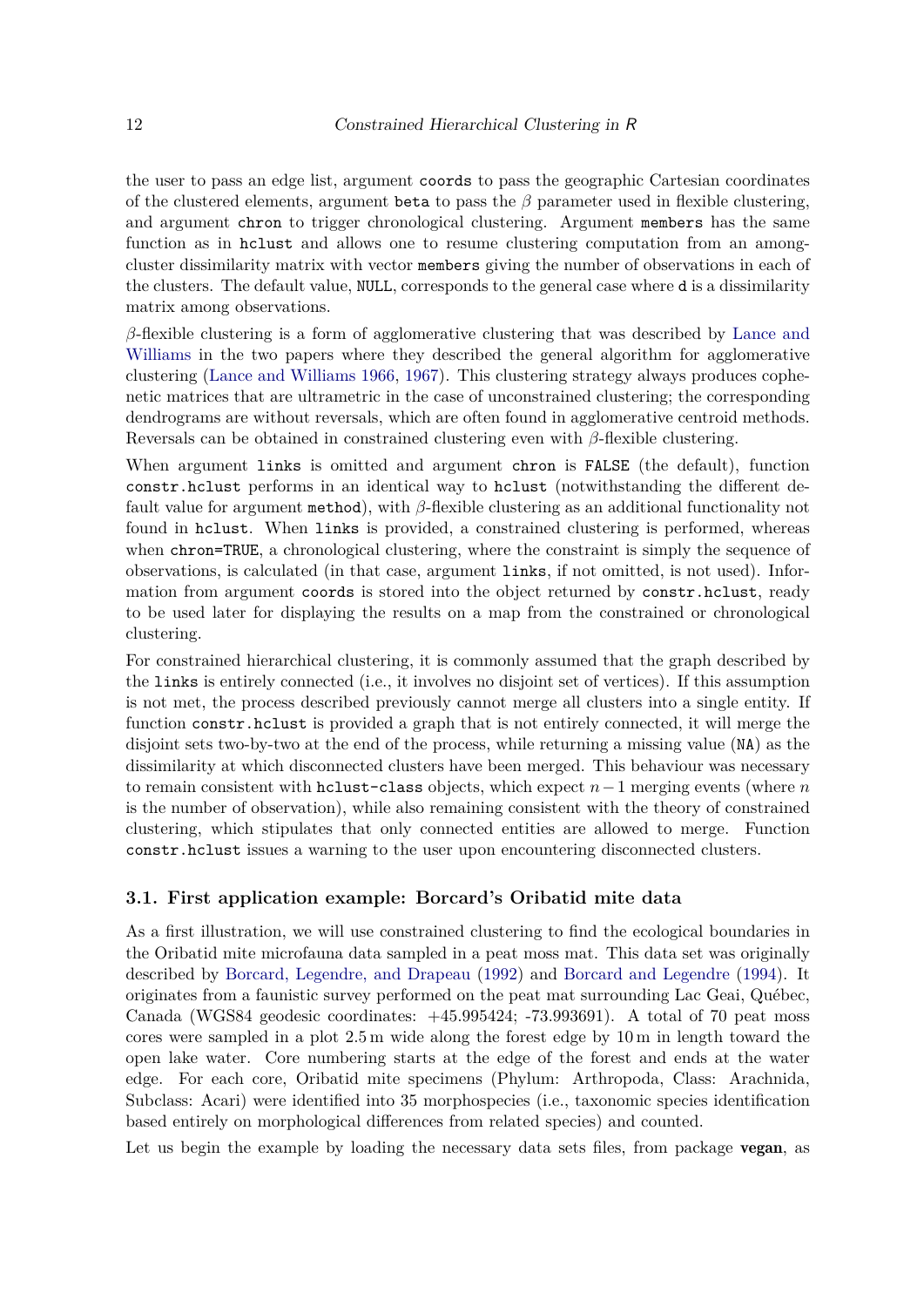the user to pass an edge list, argument `coords` to pass the geographic Cartesian coordinates of the clustered elements, argument `beta` to pass the $\beta$ parameter used in flexible clustering, and argument `chron` to trigger chronological clustering. Argument `members` has the same function as in `hclust` and allows one to resume clustering computation from an among-cluster dissimilarity matrix with vector `members` giving the number of observations in each of the clusters. The default value, `NULL`, corresponds to the general case where `d` is a dissimilarity matrix among observations.

$\beta$-flexible clustering is a form of agglomerative clustering that was described by Lance and Williams in the two papers where they described the general algorithm for agglomerative clustering (Lance and Williams 1966, 1967). This clustering strategy always produces cophenetic matrices that are ultrametric in the case of unconstrained clustering; the corresponding dendrograms are without reversals, which are often found in agglomerative centroid methods. Reversals can be obtained in constrained clustering even with $\beta$-flexible clustering.

When argument `links` is omitted and argument `chron` is `FALSE` (the default), function `constr.hclust` performs in an identical way to `hclust` (notwithstanding the different default value for argument `method`), with $\beta$-flexible clustering as an additional functionality not found in `hclust`. When `links` is provided, a constrained clustering is performed, whereas when `chron=TRUE`, a chronological clustering, where the constraint is simply the sequence of observations, is calculated (in that case, argument `links`, if not omitted, is not used). Information from argument `coords` is stored into the object returned by `constr.hclust`, ready to be used later for displaying the results on a map from the constrained or chronological clustering.

For constrained hierarchical clustering, it is commonly assumed that the graph described by the `links` is entirely connected (i.e., it involves no disjoint set of vertices). If this assumption is not met, the process described previously cannot merge all clusters into a single entity. If function `constr.hclust` is provided a graph that is not entirely connected, it will merge the disjoint sets two-by-two at the end of the process, while returning a missing value (`NA`) as the dissimilarity at which disconnected clusters have been merged. This behaviour was necessary to remain consistent with `hclust-class` objects, which expect $n-1$ merging events (where $n$ is the number of observation), while also remaining consistent with the theory of constrained clustering, which stipulates that only connected entities are allowed to merge. Function `constr.hclust` issues a warning to the user upon encountering disconnected clusters.

### 3.1. First application example: Borcard's Oribatid mite data

As a first illustration, we will use constrained clustering to find the ecological boundaries in the Oribatid mite microfauna data sampled in a peat moss mat. This data set was originally described by Borcard, Legendre, and Drapeau (1992) and Borcard and Legendre (1994). It originates from a faunistic survey performed on the peat mat surrounding Lac Geai, Québec, Canada (WGS84 geodesic coordinates: +45.995424; -73.993691). A total of 70 peat moss cores were sampled in a plot 2.5 m wide along the forest edge by 10 m in length toward the open lake water. Core numbering starts at the edge of the forest and ends at the water edge. For each core, Oribatid mite specimens (Phylum: Arthropoda, Class: Arachnida, Subclass: Acari) were identified into 35 morphospecies (i.e., taxonomic species identification based entirely on morphological differences from related species) and counted.

Let us begin the example by loading the necessary data sets files, from package **vegan**, as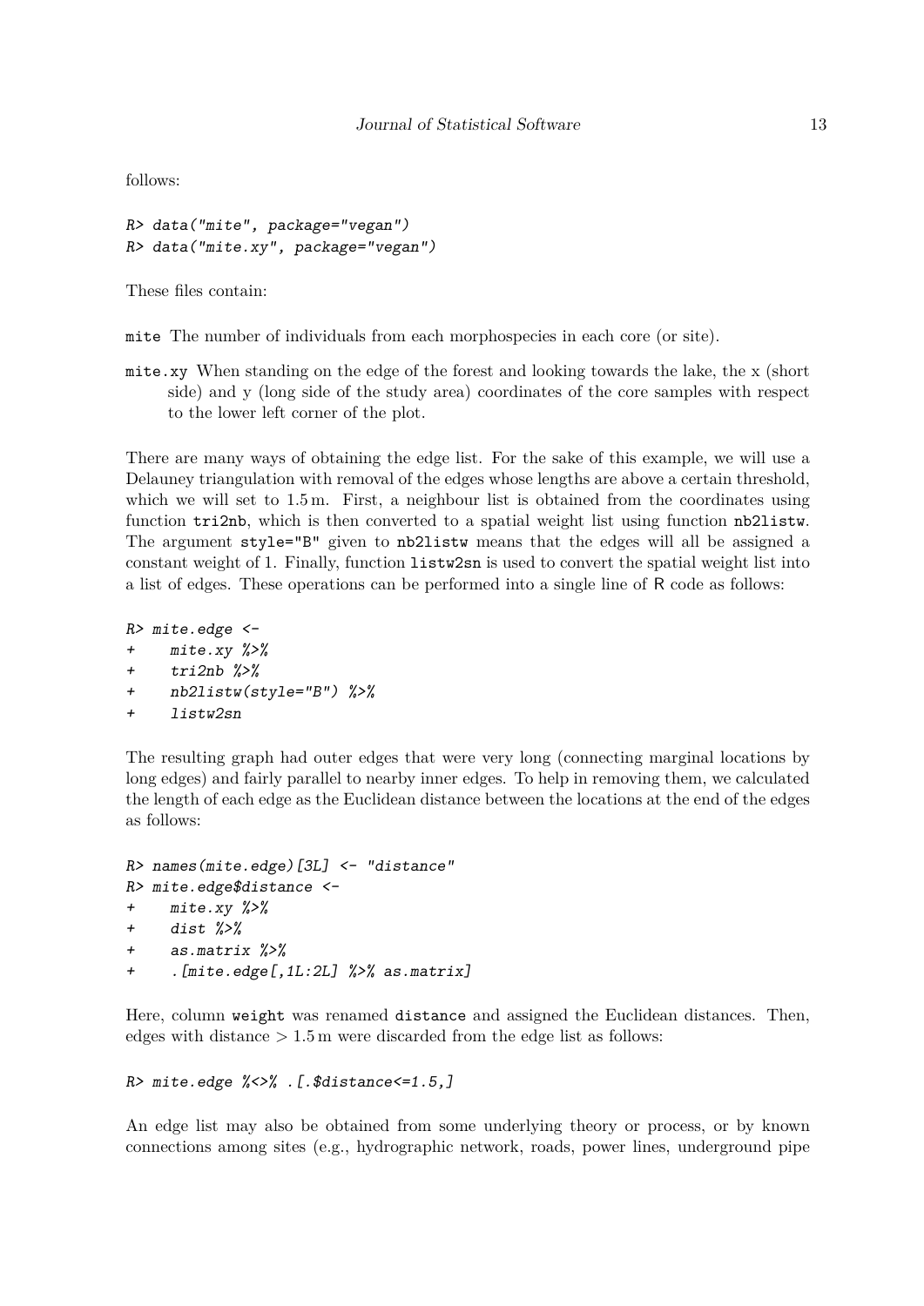follows:

```
R> data("mite", package="vegan")
R> data("mite.xy", package="vegan")
```

These files contain:

mite The number of individuals from each morphospecies in each core (or site).

mite.xy When standing on the edge of the forest and looking towards the lake, the x (short side) and y (long side of the study area) coordinates of the core samples with respect to the lower left corner of the plot.

There are many ways of obtaining the edge list. For the sake of this example, we will use a Delauney triangulation with removal of the edges whose lengths are above a certain threshold, which we will set to 1.5 m. First, a neighbour list is obtained from the coordinates using function `tri2nb`, which is then converted to a spatial weight list using function `nb2listw`. The argument `style="B"` given to `nb2listw` means that the edges will all be assigned a constant weight of 1. Finally, function `listw2sn` is used to convert the spatial weight list into a list of edges. These operations can be performed into a single line of R code as follows:

```
R> mite.edge <-
+     mite.xy %>%
+     tri2nb %>%
+     nb2listw(style="B") %>%
+     listw2sn
```

The resulting graph had outer edges that were very long (connecting marginal locations by long edges) and fairly parallel to nearby inner edges. To help in removing them, we calculated the length of each edge as the Euclidean distance between the locations at the end of the edges as follows:

```
R> names(mite.edge)[3L] <- "distance"
R> mite.edge$distance <-
+     mite.xy %>%
+     dist %>%
+     as.matrix %>%
+     .[mite.edge[,1L:2L] %>% as.matrix]
```

Here, column `weight` was renamed `distance` and assigned the Euclidean distances. Then, edges with distance $> 1.5$ m were discarded from the edge list as follows:

```
R> mite.edge %<>% .[.$distance<=1.5,]
```

An edge list may also be obtained from some underlying theory or process, or by known connections among sites (e.g., hydrographic network, roads, power lines, underground pipe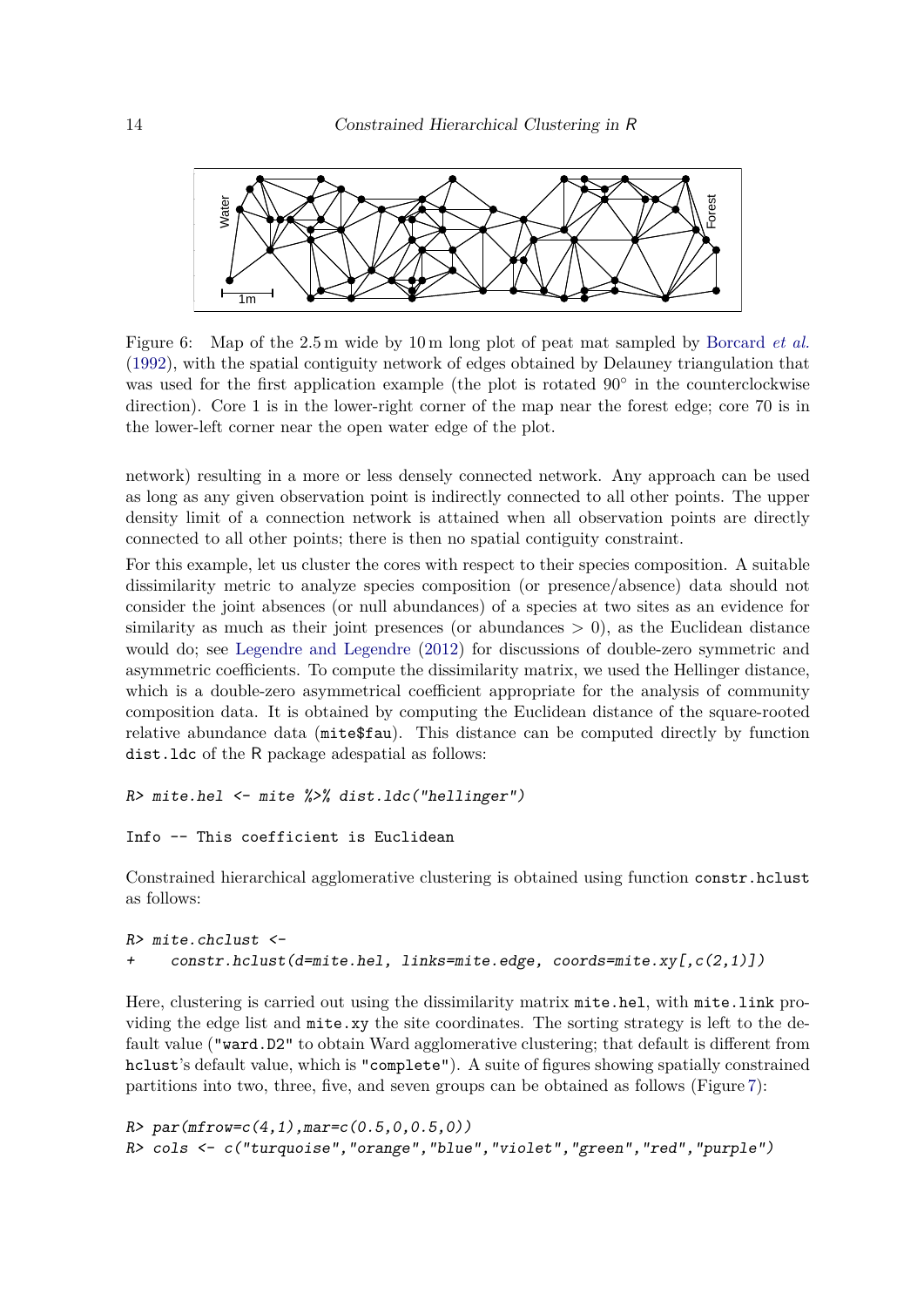Figure 6: Map of the 2.5 m wide by 10 m long plot of peat mat sampled by Borcard *et al.* (1992), with the spatial contiguity network of edges obtained by Delauney triangulation that was used for the first application example (the plot is rotated 90° in the counterclockwise direction). Core 1 is in the lower-right corner of the map near the forest edge; core 70 is in the lower-left corner near the open water edge of the plot.

network) resulting in a more or less densely connected network. Any approach can be used as long as any given observation point is indirectly connected to all other points. The upper density limit of a connection network is attained when all observation points are directly connected to all other points; there is then no spatial contiguity constraint.

For this example, let us cluster the cores with respect to their species composition. A suitable dissimilarity metric to analyze species composition (or presence/absence) data should not consider the joint absences (or null abundances) of a species at two sites as an evidence for similarity as much as their joint presences (or abundances $> 0$), as the Euclidean distance would do; see Legendre and Legendre (2012) for discussions of double-zero symmetric and asymmetric coefficients. To compute the dissimilarity matrix, we used the Hellinger distance, which is a double-zero asymmetrical coefficient appropriate for the analysis of community composition data. It is obtained by computing the Euclidean distance of the square-rooted relative abundance data (`mite$fau`). This distance can be computed directly by function `dist.ldc` of the R package adespatial as follows:

```
R> mite.hel <- mite %>% dist.ldc("hellinger")

Info -- This coefficient is Euclidean
```

Constrained hierarchical agglomerative clustering is obtained using function `constr.hclust` as follows:

```
R> mite.chclust <-
+     constr.hclust(d=mite.hel, links=mite.edge, coords=mite.xy[,c(2,1)])
```

Here, clustering is carried out using the dissimilarity matrix `mite.hel`, with `mite.link` providing the edge list and `mite.xy` the site coordinates. The sorting strategy is left to the default value (`"ward.D2"` to obtain Ward agglomerative clustering; that default is different from `hclust`'s default value, which is `"complete"`). A suite of figures showing spatially constrained partitions into two, three, five, and seven groups can be obtained as follows (Figure 7):

```
R> par(mfrow=c(4,1),mar=c(0.5,0,0.5,0))
R> cols <- c("turquoise","orange","blue","violet","green","red","purple")
```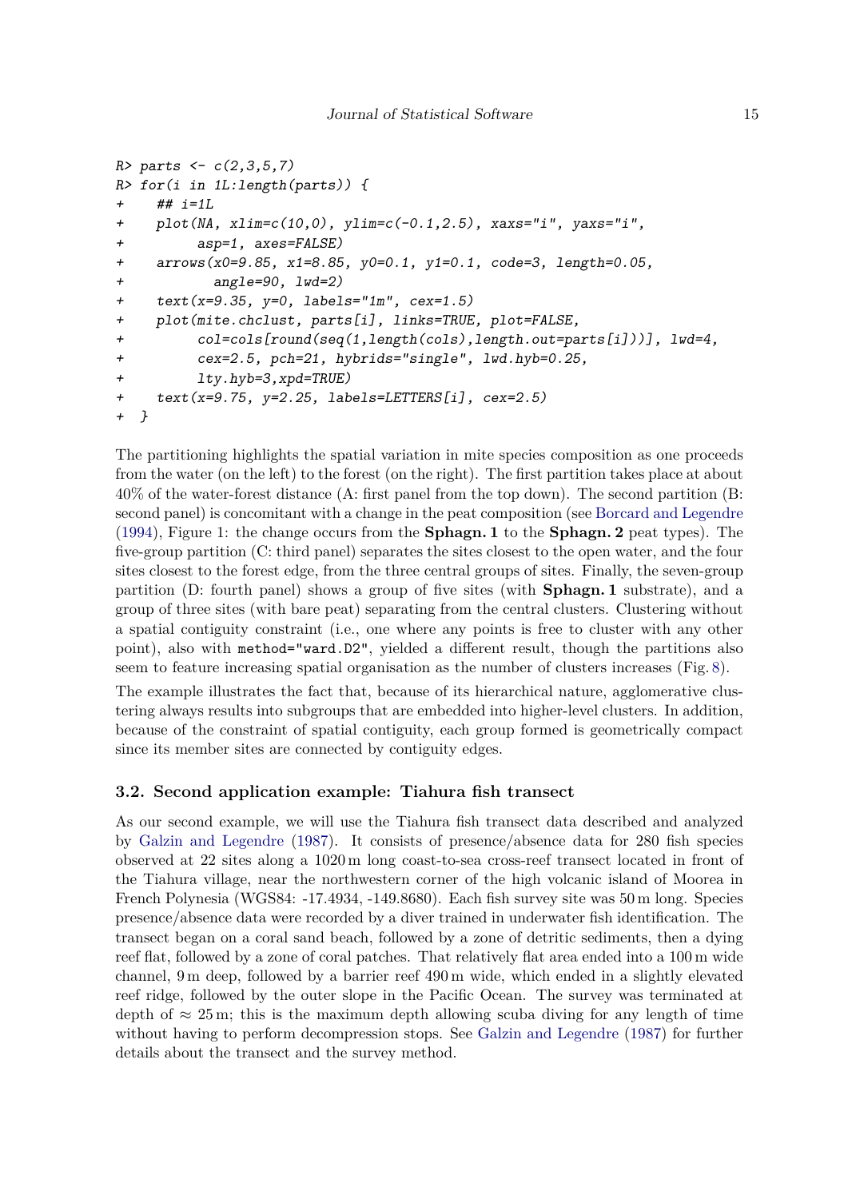```
R> parts <- c(2,3,5,7)
R> for(i in 1L:length(parts)) {
+    ## i=1L
+    plot(NA, xlim=c(10,0), ylim=c(-0.1,2.5), xaxs="i", yaxs="i",
+         asp=1, axes=FALSE)
+    arrows(x0=9.85, x1=8.85, y0=0.1, y1=0.1, code=3, length=0.05,
+           angle=90, lwd=2)
+    text(x=9.35, y=0, labels="1m", cex=1.5)
+    plot(mite.chclust, parts[i], links=TRUE, plot=FALSE,
+         col=cols[round(seq(1,length(cols),length.out=parts[i]))], lwd=4,
+         cex=2.5, pch=21, hybrids="single", lwd.hyb=0.25,
+         lty.hyb=3,xpd=TRUE)
+    text(x=9.75, y=2.25, labels=LETTERS[i], cex=2.5)
+  }
```

The partitioning highlights the spatial variation in mite species composition as one proceeds from the water (on the left) to the forest (on the right). The first partition takes place at about 40% of the water-forest distance (A: first panel from the top down). The second partition (B: second panel) is concomitant with a change in the peat composition (see Borcard and Legendre (1994), Figure 1: the change occurs from the **Sphagn. 1** to the **Sphagn. 2** peat types). The five-group partition (C: third panel) separates the sites closest to the open water, and the four sites closest to the forest edge, from the three central groups of sites. Finally, the seven-group partition (D: fourth panel) shows a group of five sites (with **Sphagn. 1** substrate), and a group of three sites (with bare peat) separating from the central clusters. Clustering without a spatial contiguity constraint (i.e., one where any points is free to cluster with any other point), also with `method="ward.D2"`, yielded a different result, though the partitions also seem to feature increasing spatial organisation as the number of clusters increases (Fig. 8).

The example illustrates the fact that, because of its hierarchical nature, agglomerative clustering always results into subgroups that are embedded into higher-level clusters. In addition, because of the constraint of spatial contiguity, each group formed is geometrically compact since its member sites are connected by contiguity edges.

### 3.2. Second application example: Tiahura fish transect

As our second example, we will use the Tiahura fish transect data described and analyzed by Galzin and Legendre (1987). It consists of presence/absence data for 280 fish species observed at 22 sites along a 1020 m long coast-to-sea cross-reef transect located in front of the Tiahura village, near the northwestern corner of the high volcanic island of Moorea in French Polynesia (WGS84: -17.4934, -149.8680). Each fish survey site was 50 m long. Species presence/absence data were recorded by a diver trained in underwater fish identification. The transect began on a coral sand beach, followed by a zone of detritic sediments, then a dying reef flat, followed by a zone of coral patches. That relatively flat area ended into a 100 m wide channel, 9 m deep, followed by a barrier reef 490 m wide, which ended in a slightly elevated reef ridge, followed by the outer slope in the Pacific Ocean. The survey was terminated at depth of $\approx 25$ m; this is the maximum depth allowing scuba diving for any length of time without having to perform decompression stops. See Galzin and Legendre (1987) for further details about the transect and the survey method.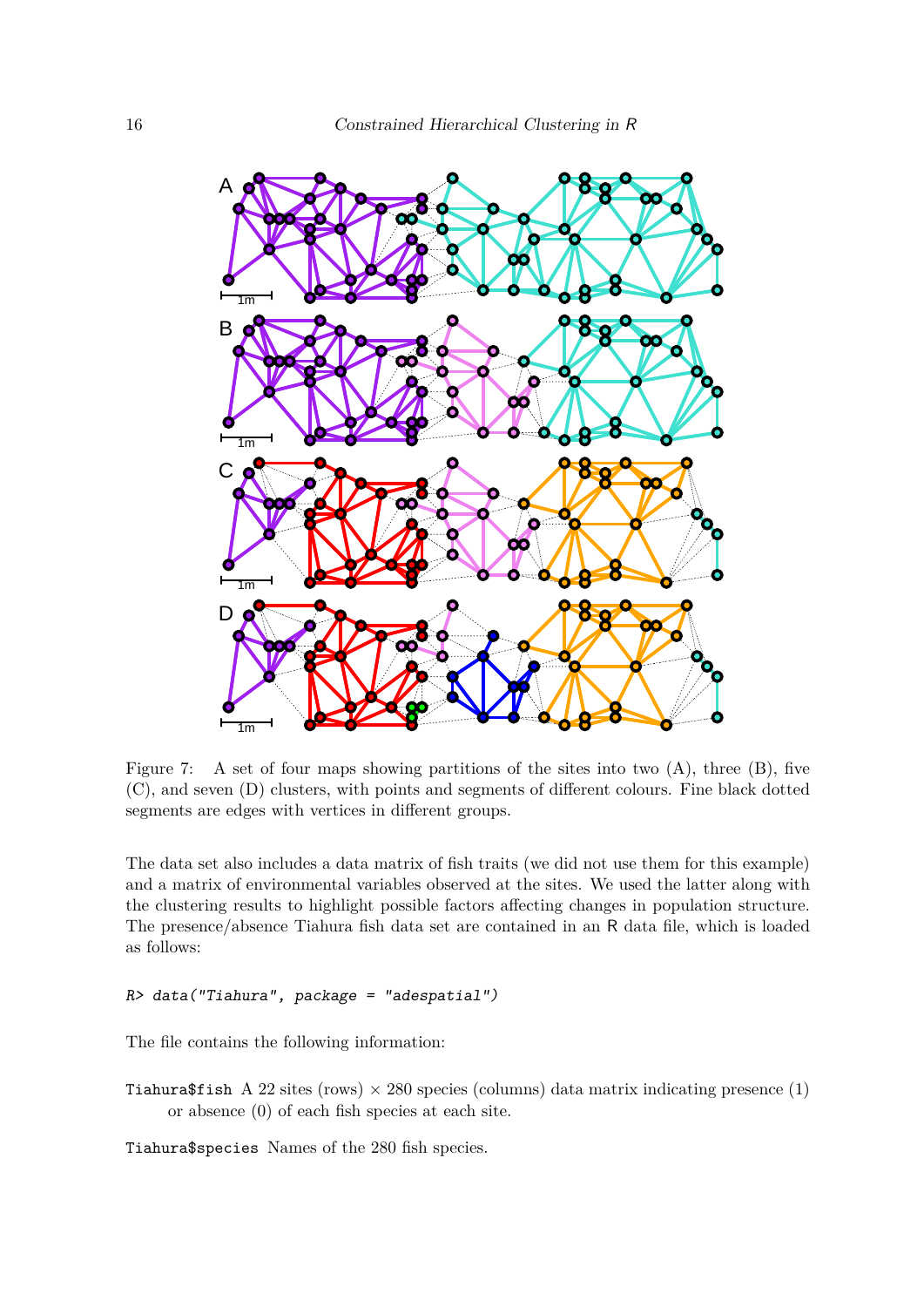Figure 7: A set of four maps showing partitions of the sites into two (A), three (B), five (C), and seven (D) clusters, with points and segments of different colours. Fine black dotted segments are edges with vertices in different groups.

The data set also includes a data matrix of fish traits (we did not use them for this example) and a matrix of environmental variables observed at the sites. We used the latter along with the clustering results to highlight possible factors affecting changes in population structure. The presence/absence Tiahura fish data set are contained in an R data file, which is loaded as follows:

```
R> data("Tiahura", package = "adespatial")
```

The file contains the following information:

`Tiahura$fish` A 22 sites (rows) × 280 species (columns) data matrix indicating presence (1) or absence (0) of each fish species at each site.

`Tiahura$species` Names of the 280 fish species.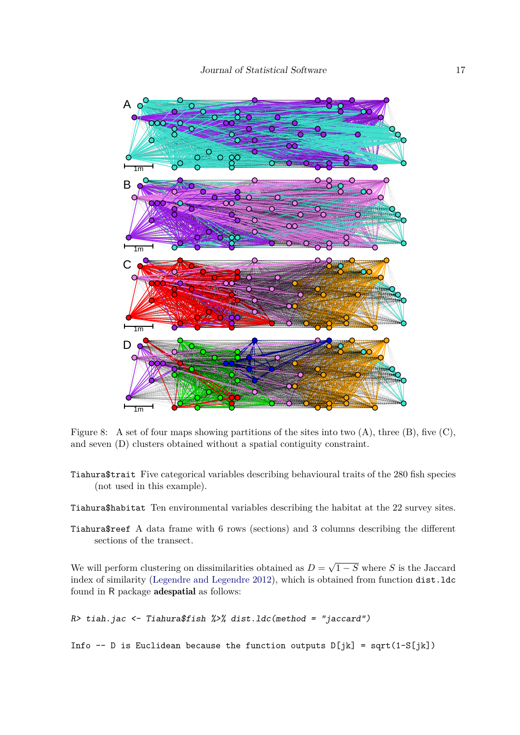Figure 8: A set of four maps showing partitions of the sites into two (A), three (B), five (C), and seven (D) clusters obtained without a spatial contiguity constraint.

`Tiahura$trait` Five categorical variables describing behavioural traits of the 280 fish species (not used in this example).

`Tiahura$habitat` Ten environmental variables describing the habitat at the 22 survey sites.

`Tiahura$reef` A data frame with 6 rows (sections) and 3 columns describing the different sections of the transect.

We will perform clustering on dissimilarities obtained as $D = \sqrt{1 - S}$ where $S$ is the Jaccard index of similarity (Legendre and Legendre 2012), which is obtained from function `dist.ldc` found in R package **adespatial** as follows:

```
R> tiah.jac <- Tiahura$fish %>% dist.ldc(method = "jaccard")
```

```
Info -- D is Euclidean because the function outputs D[jk] = sqrt(1-S[jk])
```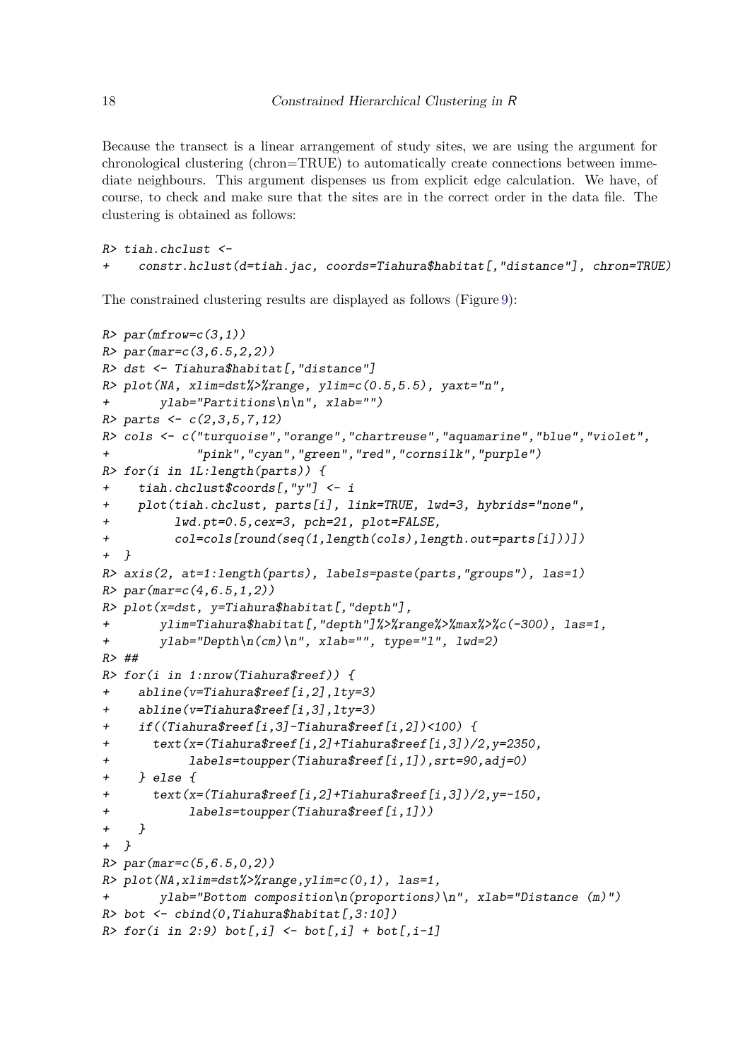Because the transect is a linear arrangement of study sites, we are using the argument for chronological clustering (chron=TRUE) to automatically create connections between immediate neighbours. This argument dispenses us from explicit edge calculation. We have, of course, to check and make sure that the sites are in the correct order in the data file. The clustering is obtained as follows:

```
R> tiah.chclust <-
+    constr.hclust(d=tiah.jac, coords=Tiahura$habitat[,"distance"], chron=TRUE)
```

The constrained clustering results are displayed as follows (Figure 9):

```
R> par(mfrow=c(3,1))
R> par(mar=c(3,6.5,2,2))
R> dst <- Tiahura$habitat[,"distance"]
R> plot(NA, xlim=dst%>%range, ylim=c(0.5,5.5), yaxt="n",
+       ylab="Partitions\n\n", xlab="")
R> parts <- c(2,3,5,7,12)
R> cols <- c("turquoise","orange","chartreuse","aquamarine","blue","violet",
+             "pink","cyan","green","red","cornsilk","purple")
R> for(i in 1L:length(parts)) {
+    tiah.chclust$coords[,"y"] <- i
+    plot(tiah.chclust, parts[i], link=TRUE, lwd=3, hybrids="none",
+         lwd.pt=0.5,cex=3, pch=21, plot=FALSE,
+         col=cols[round(seq(1,length(cols),length.out=parts[i]))])
+  }
R> axis(2, at=1:length(parts), labels=paste(parts,"groups"), las=1)
R> par(mar=c(4,6.5,1,2))
R> plot(x=dst, y=Tiahura$habitat[,"depth"],
+       ylim=Tiahura$habitat[,"depth"]%>%range%>%max%>%c(-300), las=1,
+       ylab="Depth\n(cm)\n", xlab="", type="l", lwd=2)
R> ##
R> for(i in 1:nrow(Tiahura$reef)) {
+    abline(v=Tiahura$reef[i,2],lty=3)
+    abline(v=Tiahura$reef[i,3],lty=3)
+    if((Tiahura$reef[i,3]-Tiahura$reef[i,2])<100) {
+      text(x=(Tiahura$reef[i,2]+Tiahura$reef[i,3])/2,y=2350,
+           labels=toupper(Tiahura$reef[i,1]),srt=90,adj=0)
+    } else {
+      text(x=(Tiahura$reef[i,2]+Tiahura$reef[i,3])/2,y=-150,
+           labels=toupper(Tiahura$reef[i,1]))
+    }
+  }
R> par(mar=c(5,6.5,0,2))
R> plot(NA,xlim=dst%>%range,ylim=c(0,1), las=1,
+       ylab="Bottom composition\n(proportions)\n", xlab="Distance (m)")
R> bot <- cbind(0,Tiahura$habitat[,3:10])
R> for(i in 2:9) bot[,i] <- bot[,i] + bot[,i-1]
```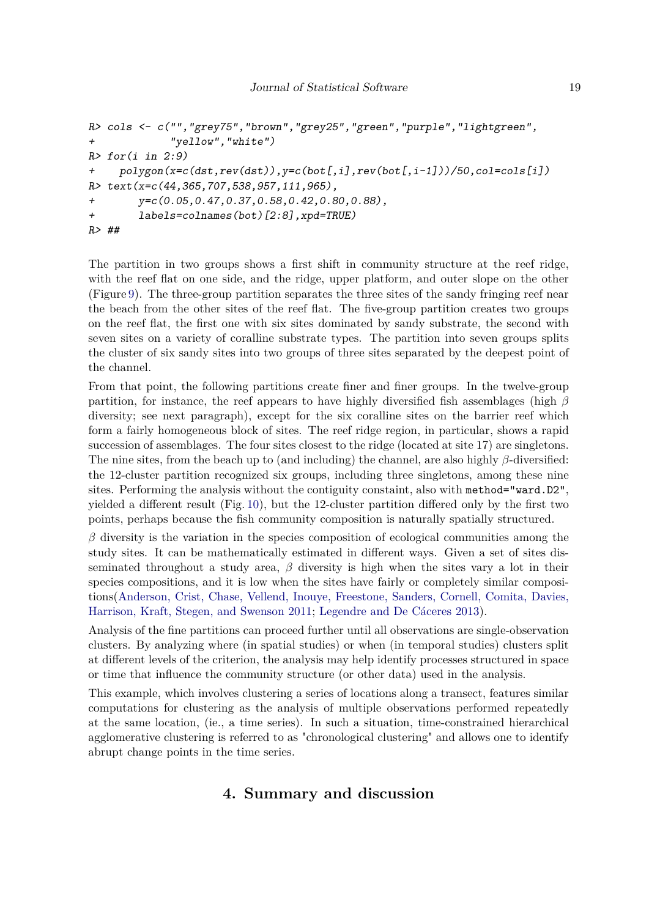```
R> cols <- c("","grey75","brown","grey25","green","purple","lightgreen",
+            "yellow","white")
R> for(i in 2:9)
+    polygon(x=c(dst,rev(dst)),y=c(bot[,i],rev(bot[,i-1]))/50,col=cols[i])
R> text(x=c(44,365,707,538,957,111,965),
+       y=c(0.05,0.47,0.37,0.58,0.42,0.80,0.88),
+       labels=colnames(bot)[2:8],xpd=TRUE)
R> ##
```

The partition in two groups shows a first shift in community structure at the reef ridge, with the reef flat on one side, and the ridge, upper platform, and outer slope on the other (Figure 9). The three-group partition separates the three sites of the sandy fringing reef near the beach from the other sites of the reef flat. The five-group partition creates two groups on the reef flat, the first one with six sites dominated by sandy substrate, the second with seven sites on a variety of coralline substrate types. The partition into seven groups splits the cluster of six sandy sites into two groups of three sites separated by the deepest point of the channel.

From that point, the following partitions create finer and finer groups. In the twelve-group partition, for instance, the reef appears to have highly diversified fish assemblages (high $\beta$ diversity; see next paragraph), except for the six coralline sites on the barrier reef which form a fairly homogeneous block of sites. The reef ridge region, in particular, shows a rapid succession of assemblages. The four sites closest to the ridge (located at site 17) are singletons. The nine sites, from the beach up to (and including) the channel, are also highly $\beta$-diversified: the 12-cluster partition recognized six groups, including three singletons, among these nine sites. Performing the analysis without the contiguity constaint, also with `method="ward.D2"`, yielded a different result (Fig. 10), but the 12-cluster partition differed only by the first two points, perhaps because the fish community composition is naturally spatially structured.

$\beta$ diversity is the variation in the species composition of ecological communities among the study sites. It can be mathematically estimated in different ways. Given a set of sites disseminated throughout a study area, $\beta$ diversity is high when the sites vary a lot in their species compositions, and it is low when the sites have fairly or completely similar compositions(Anderson, Crist, Chase, Vellend, Inouye, Freestone, Sanders, Cornell, Comita, Davies, Harrison, Kraft, Stegen, and Swenson 2011; Legendre and De Cáceres 2013).

Analysis of the fine partitions can proceed further until all observations are single-observation clusters. By analyzing where (in spatial studies) or when (in temporal studies) clusters split at different levels of the criterion, the analysis may help identify processes structured in space or time that influence the community structure (or other data) used in the analysis.

This example, which involves clustering a series of locations along a transect, features similar computations for clustering as the analysis of multiple observations performed repeatedly at the same location, (ie., a time series). In such a situation, time-constrained hierarchical agglomerative clustering is referred to as "chronological clustering" and allows one to identify abrupt change points in the time series.

# 4. Summary and discussion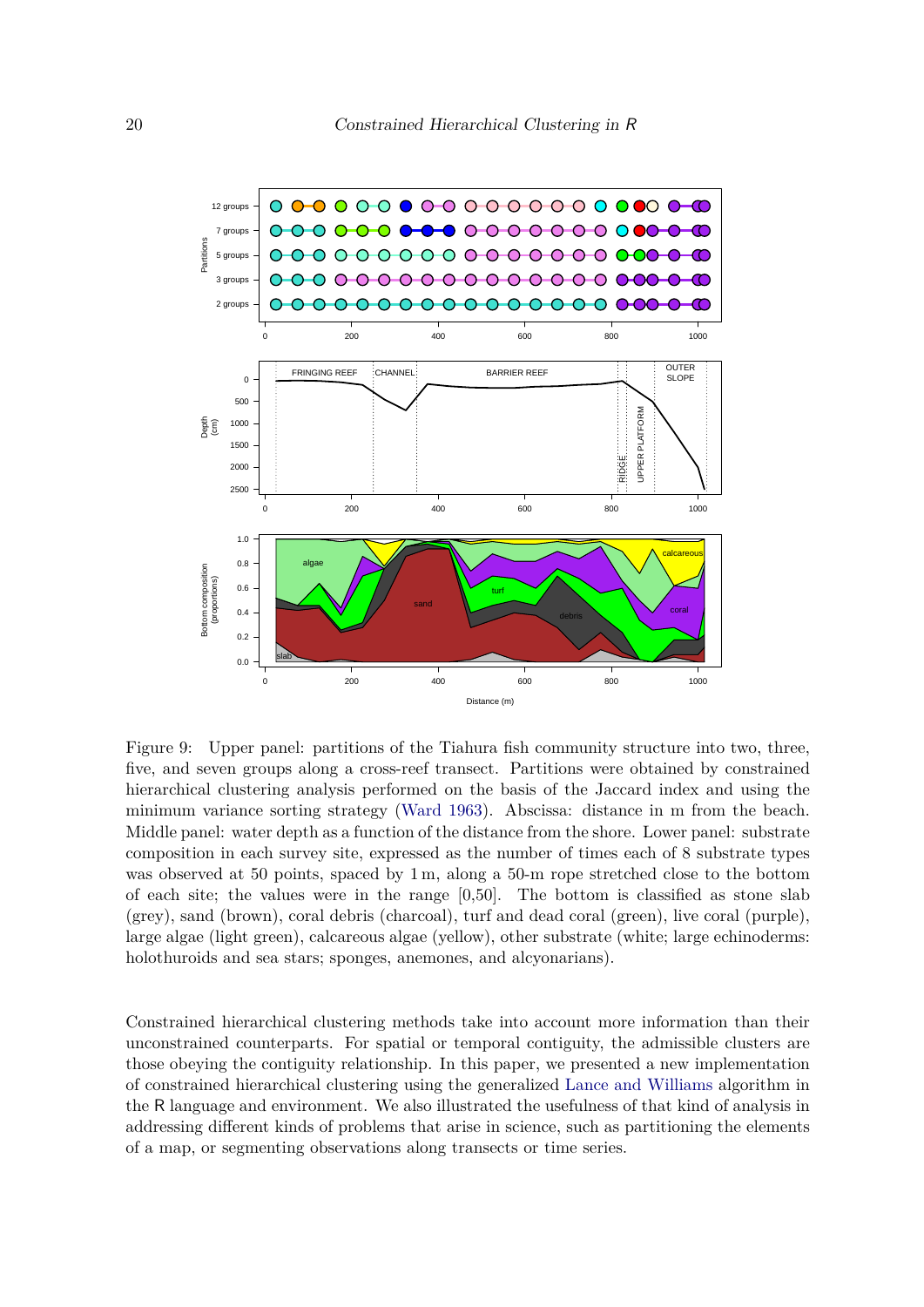Figure 9: Upper panel: partitions of the Tiahura fish community structure into two, three, five, and seven groups along a cross-reef transect. Partitions were obtained by constrained hierarchical clustering analysis performed on the basis of the Jaccard index and using the minimum variance sorting strategy (Ward 1963). Abscissa: distance in m from the shore. Middle panel: water depth as a function of the distance from the shore. Lower panel: substrate composition in each survey site, expressed as the number of times each of 8 substrate types was observed at 50 points, spaced by 1 m, along a 50-m rope stretched close to the bottom of each site; the values were in the range [0,50]. The bottom is classified as stone slab (grey), sand (brown), coral debris (charcoal), turf and dead coral (green), live coral (purple), large algae (light green), calcareous algae (yellow), other substrate (white; large echinoderms: holothuroids and sea stars; sponges, anemones, and alcyonarians).

Constrained hierarchical clustering methods take into account more information than their unconstrained counterparts. For spatial or temporal contiguity, the admissible clusters are those obeying the contiguity relationship. In this paper, we presented a new implementation of constrained hierarchical clustering using the generalized Lance and Williams algorithm in the R language and environment. We also illustrated the usefulness of that kind of analysis in addressing different kinds of problems that arise in science, such as partitioning the elements of a map, or segmenting observations along transects or time series.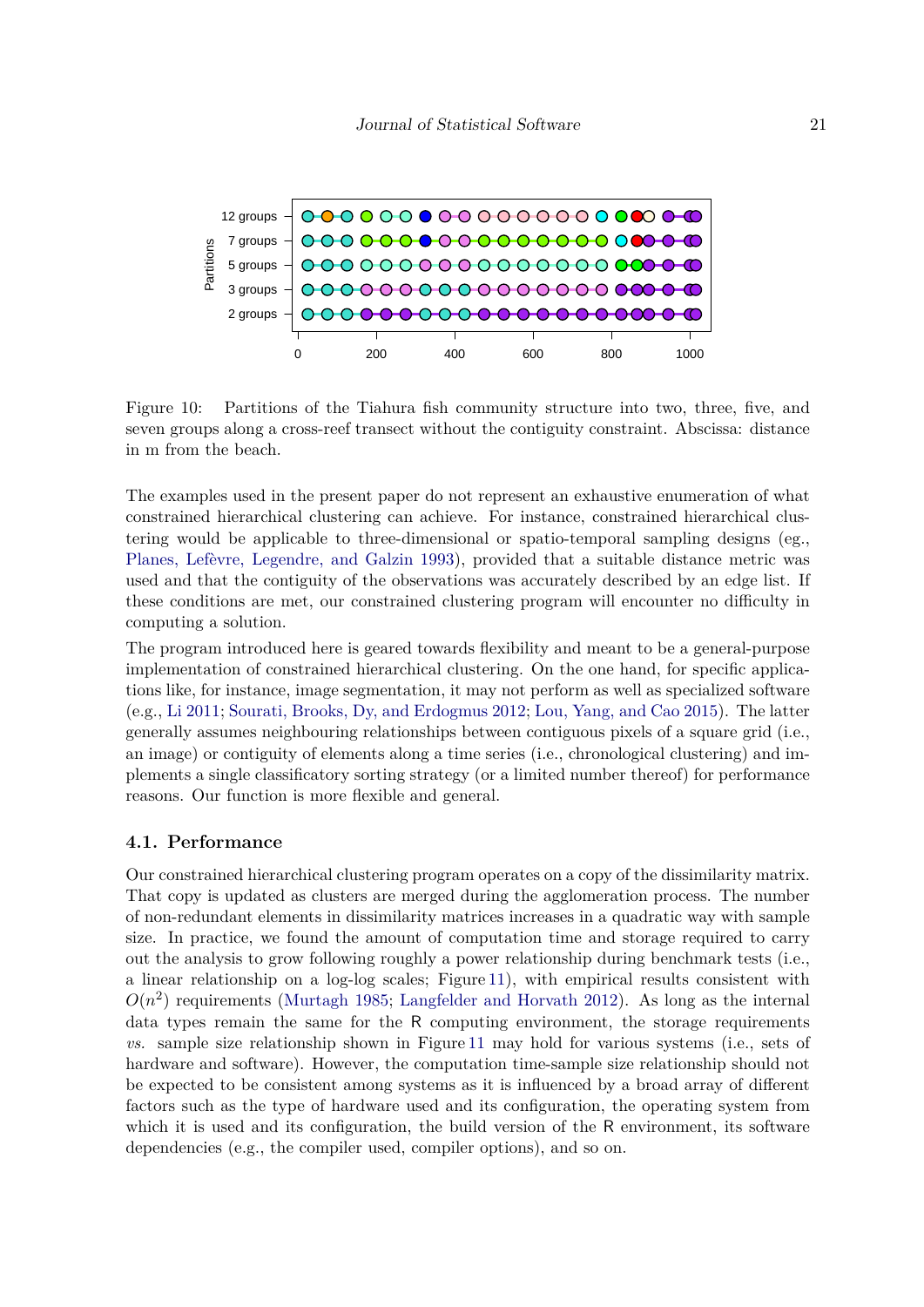Figure 10: Partitions of the Tiahura fish community structure into two, three, five, and seven groups along a cross-reef transect without the contiguity constraint. Abscissa: distance in m from the beach.

The examples used in the present paper do not represent an exhaustive enumeration of what constrained hierarchical clustering can achieve. For instance, constrained hierarchical clustering would be applicable to three-dimensional or spatio-temporal sampling designs (eg., Planes, Lefèvre, Legendre, and Galzin 1993), provided that a suitable distance metric was used and that the contiguity of the observations was accurately described by an edge list. If these conditions are met, our constrained clustering program will encounter no difficulty in computing a solution.

The program introduced here is geared towards flexibility and meant to be a general-purpose implementation of constrained hierarchical clustering. On the one hand, for specific applications like, for instance, image segmentation, it may not perform as well as specialized software (e.g., Li 2011; Sourati, Brooks, Dy, and Erdogmus 2012; Lou, Yang, and Cao 2015). The latter generally assumes neighbouring relationships between contiguous pixels of a square grid (i.e., an image) or contiguity of elements along a time series (i.e., chronological clustering) and implements a single classificatory sorting strategy (or a limited number thereof) for performance reasons. Our function is more flexible and general.

### 4.1. Performance

Our constrained hierarchical clustering program operates on a copy of the dissimilarity matrix. That copy is updated as clusters are merged during the agglomeration process. The number of non-redundant elements in dissimilarity matrices increases in a quadratic way with sample size. In practice, we found the amount of computation time and storage required to carry out the analysis to grow following roughly a power relationship during benchmark tests (i.e., a linear relationship on a log-log scales; Figure 11), with empirical results consistent with $O(n^2)$ requirements (Murtagh 1985; Langfelder and Horvath 2012). As long as the internal data types remain the same for the R computing environment, the storage requirements *vs.* sample size relationship shown in Figure 11 may hold for various systems (i.e., sets of hardware and software). However, the computation time-sample size relationship should not be expected to be consistent among systems as it is influenced by a broad array of different factors such as the type of hardware used and its configuration, the operating system from which it is used and its configuration, the build version of the R environment, its software dependencies (e.g., the compiler used, compiler options), and so on.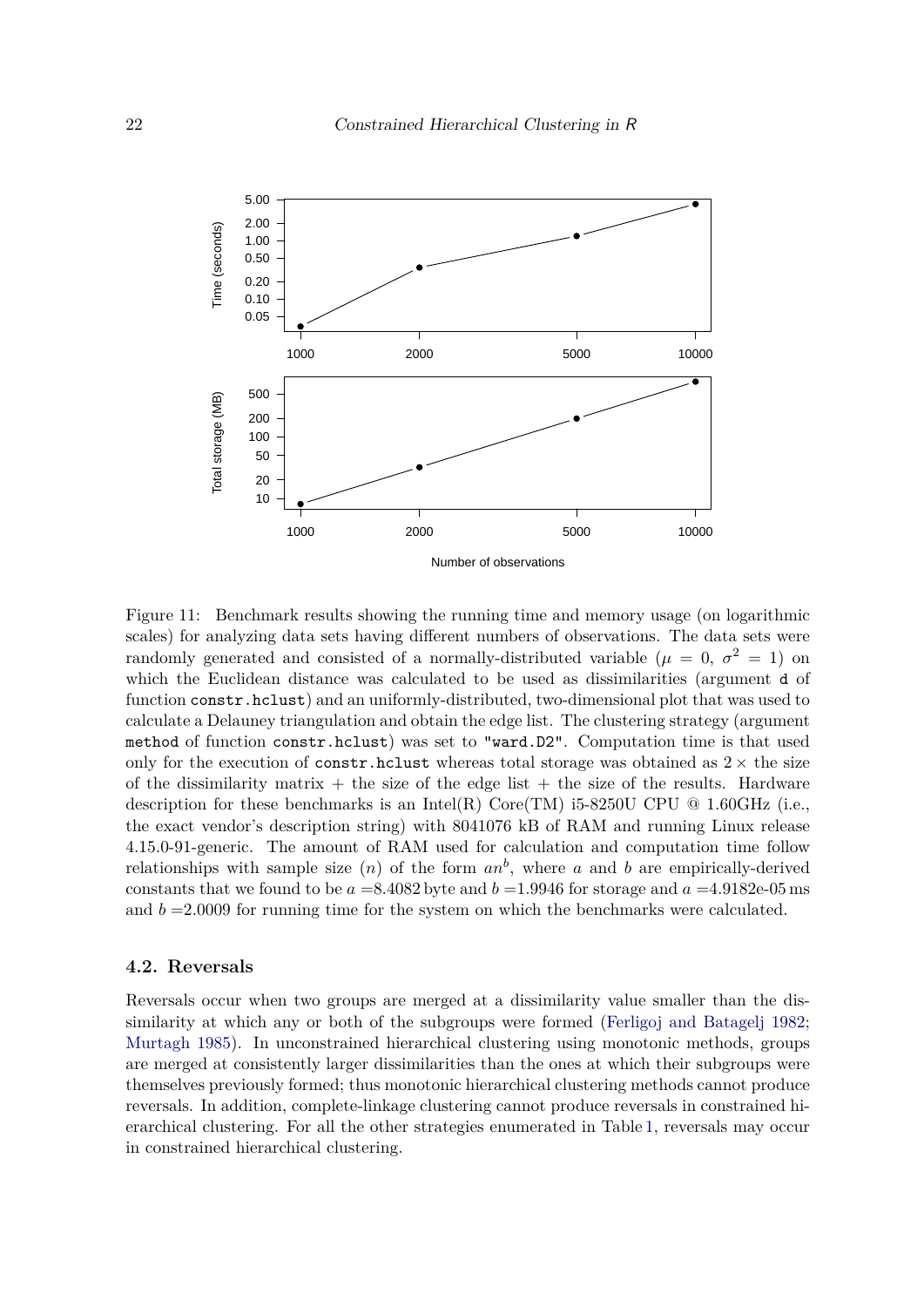Figure 11: Benchmark results showing the running time and memory usage (on logarithmic scales) for analyzing data sets having different numbers of observations. The data sets were randomly generated and consisted of a normally-distributed variable ($\mu = 0$, $\sigma^2 = 1$) on which the Euclidean distance was calculated to be used as dissimilarities (argument `d` of function `constr.hclust`) and an uniformly-distributed, two-dimensional plot that was used to calculate a Delauney triangulation and obtain the edge list. The clustering strategy (argument `method` of function `constr.hclust`) was set to `"ward.D2"`. Computation time is that used only for the execution of `constr.hclust` whereas total storage was obtained as $2\times$ the size of the dissimilarity matrix + the size of the edge list + the size of the results. Hardware description for these benchmarks is an Intel(R) Core(TM) i5-8250U CPU @ 1.60GHz (i.e., the exact vendor's description string) with 8041076 kB of RAM and running Linux release 4.15.0-91-generic. The amount of RAM used for calculation and computation time follow relationships with sample size ($n$) of the form $an^b$, where $a$ and $b$ are empirically-derived constants that we found to be $a$ =8.4082 byte and $b$ =1.9946 for storage and $a$ =4.9182e-05 ms and $b$ =2.0009 for running time for the system on which the benchmarks were calculated.

### 4.2. Reversals

Reversals occur when two groups are merged at a dissimilarity value smaller than the dissimilarity at which any or both of the subgroups were formed (Ferligoj and Batagelj 1982; Murtagh 1985). In unconstrained hierarchical clustering using monotonic methods, groups are merged at consistently larger dissimilarities than the ones at which their subgroups were themselves previously formed; thus monotonic hierarchical clustering methods cannot produce reversals. In addition, complete-linkage clustering cannot produce reversals in constrained hierarchical clustering. For all the other strategies enumerated in Table 1, reversals may occur in constrained hierarchical clustering.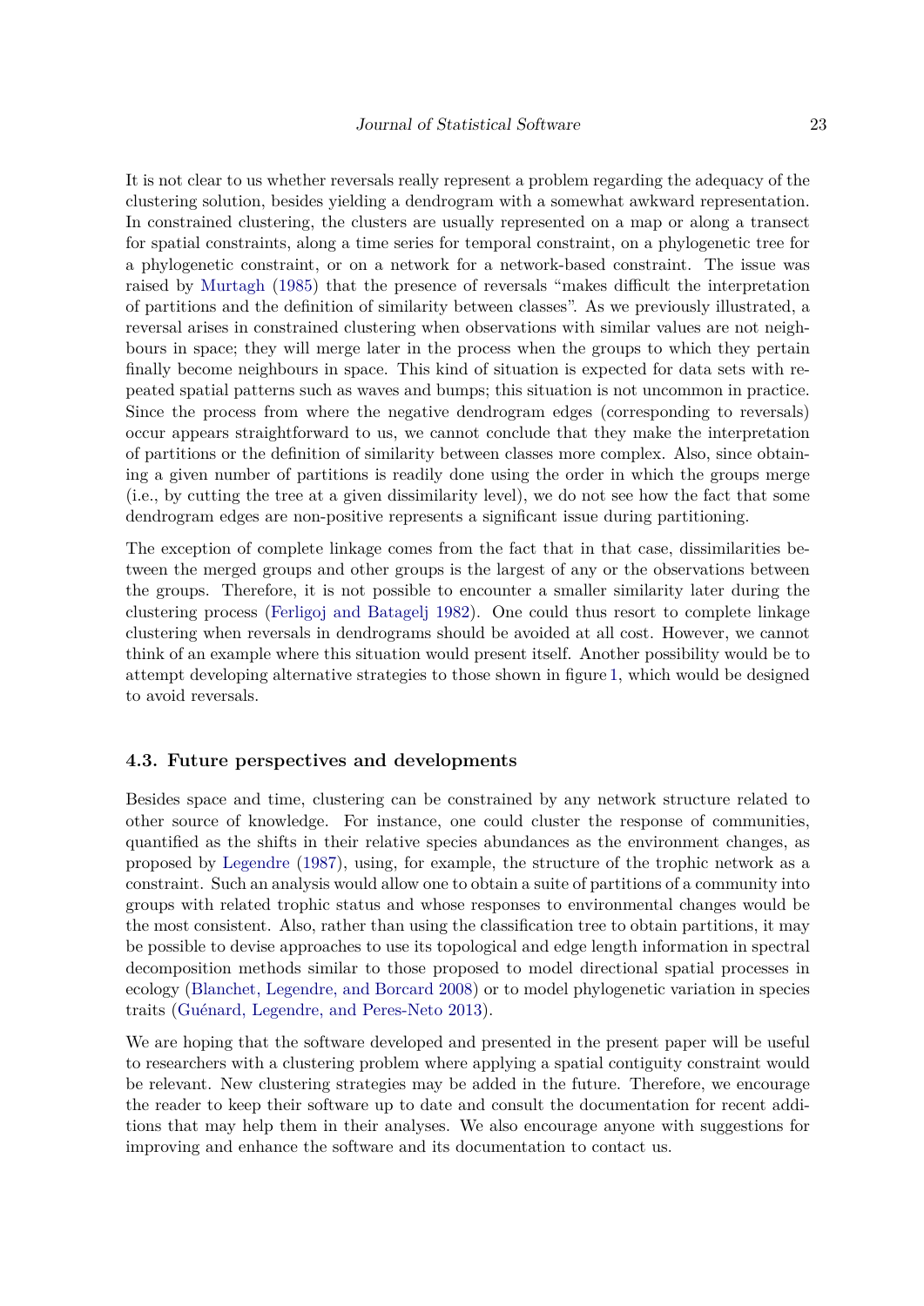It is not clear to us whether reversals really represent a problem regarding the adequacy of the clustering solution, besides yielding a dendrogram with a somewhat awkward representation. In constrained clustering, the clusters are usually represented on a map or along a transect for spatial constraints, along a time series for temporal constraint, on a phylogenetic tree for a phylogenetic constraint, or on a network for a network-based constraint. The issue was raised by Murtagh (1985) that the presence of reversals "makes difficult the interpretation of partitions and the definition of similarity between classes". As we previously illustrated, a reversal arises in constrained clustering when observations with similar values are not neighbours in space; they will merge later in the process when the groups to which they pertain finally become neighbours in space. This kind of situation is expected for data sets with repeated spatial patterns such as waves and bumps; this situation is not uncommon in practice. Since the process from where the negative dendrogram edges (corresponding to reversals) occur appears straightforward to us, we cannot conclude that they make the interpretation of partitions or the definition of similarity between classes more complex. Also, since obtaining a given number of partitions is readily done using the order in which the groups merge (i.e., by cutting the tree at a given dissimilarity level), we do not see how the fact that some dendrogram edges are non-positive represents a significant issue during partitioning.

The exception of complete linkage comes from the fact that in that case, dissimilarities between the merged groups and other groups is the largest of any or the observations between the groups. Therefore, it is not possible to encounter a smaller similarity later during the clustering process (Ferligoj and Batagelj 1982). One could thus resort to complete linkage clustering when reversals in dendrograms should be avoided at all cost. However, we cannot think of an example where this situation would present itself. Another possibility would be to attempt developing alternative strategies to those shown in figure 1, which would be designed to avoid reversals.

### 4.3. Future perspectives and developments

Besides space and time, clustering can be constrained by any network structure related to other source of knowledge. For instance, one could cluster the response of communities, quantified as the shifts in their relative species abundances as the environment changes, as proposed by Legendre (1987), using, for example, the structure of the trophic network as a constraint. Such an analysis would allow one to obtain a suite of partitions of a community into groups with related trophic status and whose responses to environmental changes would be the most consistent. Also, rather than using the classification tree to obtain partitions, it may be possible to devise approaches to use its topological and edge length information in spectral decomposition methods similar to those proposed to model directional spatial processes in ecology (Blanchet, Legendre, and Borcard 2008) or to model phylogenetic variation in species traits (Guénard, Legendre, and Peres-Neto 2013).

We are hoping that the software developed and presented in the present paper will be useful to researchers with a clustering problem where applying a spatial contiguity constraint would be relevant. New clustering strategies may be added in the future. Therefore, we encourage the reader to keep their software up to date and consult the documentation for recent additions that may help them in their analyses. We also encourage anyone with suggestions for improving and enhance the software and its documentation to contact us.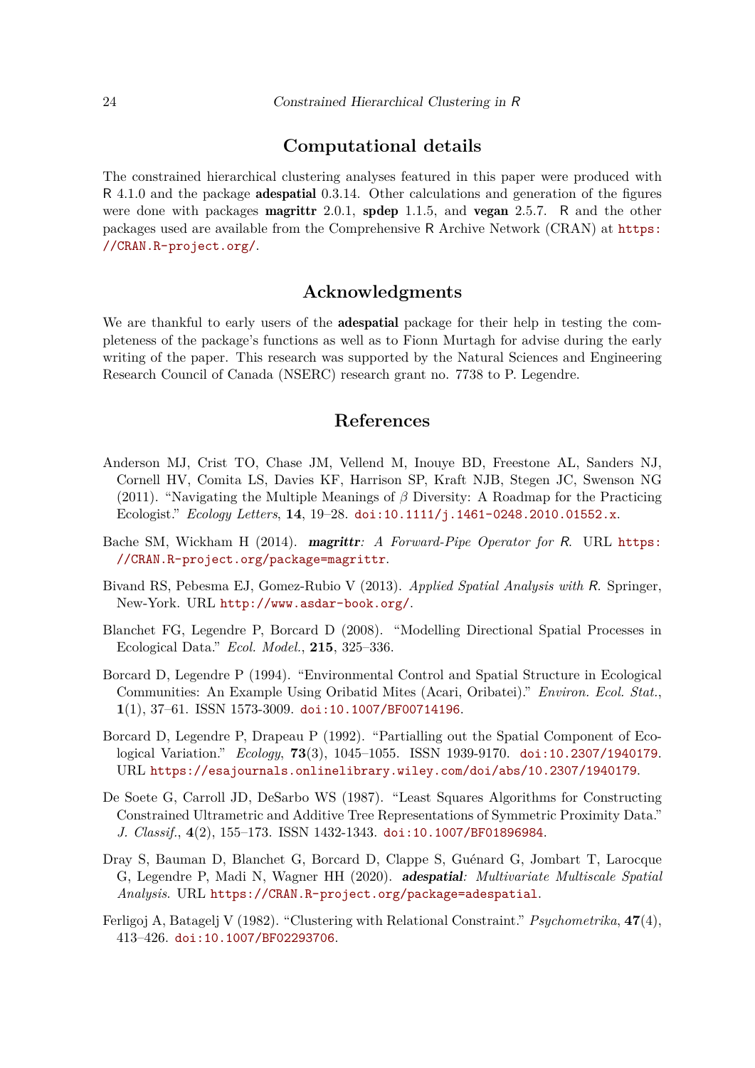## Computational details

The constrained hierarchical clustering analyses featured in this paper were produced with R 4.1.0 and the package **adespatial** 0.3.14. Other calculations and generation of the figures were done with packages **magrittr** 2.0.1, **spdep** 1.1.5, and **vegan** 2.5.7. R and the other packages used are available from the Comprehensive R Archive Network (CRAN) at https://CRAN.R-project.org/.

## Acknowledgments

We are thankful to early users of the **adespatial** package for their help in testing the completeness of the package's functions as well as to Fionn Murtagh for advise during the early writing of the paper. This research was supported by the Natural Sciences and Engineering Research Council of Canada (NSERC) research grant no. 7738 to P. Legendre.

## References

Anderson MJ, Crist TO, Chase JM, Vellend M, Inouye BD, Freestone AL, Sanders NJ, Cornell HV, Comita LS, Davies KF, Harrison SP, Kraft NJB, Stegen JC, Swenson NG (2011). "Navigating the Multiple Meanings of $\beta$ Diversity: A Roadmap for the Practicing Ecologist." *Ecology Letters*, **14**, 19–28. doi:10.1111/j.1461-0248.2010.01552.x.

Bache SM, Wickham H (2014). ***magrittr**: A Forward-Pipe Operator for R*. URL https://CRAN.R-project.org/package=magrittr.

Bivand RS, Pebesma EJ, Gomez-Rubio V (2013). *Applied Spatial Analysis with R*. Springer, New-York. URL http://www.asdar-book.org/.

Blanchet FG, Legendre P, Borcard D (2008). "Modelling Directional Spatial Processes in Ecological Data." *Ecol. Model.*, **215**, 325–336.

Borcard D, Legendre P (1994). "Environmental Control and Spatial Structure in Ecological Communities: An Example Using Oribatid Mites (Acari, Oribatei)." *Environ. Ecol. Stat.*, **1**(1), 37–61. ISSN 1573-3009. doi:10.1007/BF00714196.

Borcard D, Legendre P, Drapeau P (1992). "Partialling out the Spatial Component of Ecological Variation." *Ecology*, **73**(3), 1045–1055. ISSN 1939-9170. doi:10.2307/1940179. URL https://esajournals.onlinelibrary.wiley.com/doi/abs/10.2307/1940179.

De Soete G, Carroll JD, DeSarbo WS (1987). "Least Squares Algorithms for Constructing Constrained Ultrametric and Additive Tree Representations of Symmetric Proximity Data." *J. Classif.*, **4**(2), 155–173. ISSN 1432-1343. doi:10.1007/BF01896984.

Dray S, Bauman D, Blanchet G, Borcard D, Clappe S, Guénard G, Jombart T, Larocque G, Legendre P, Madi N, Wagner HH (2020). ***adespatial**: Multivariate Multiscale Spatial Analysis*. URL https://CRAN.R-project.org/package=adespatial.

Ferligoj A, Batagelj V (1982). "Clustering with Relational Constraint." *Psychometrika*, **47**(4), 413–426. doi:10.1007/BF02293706.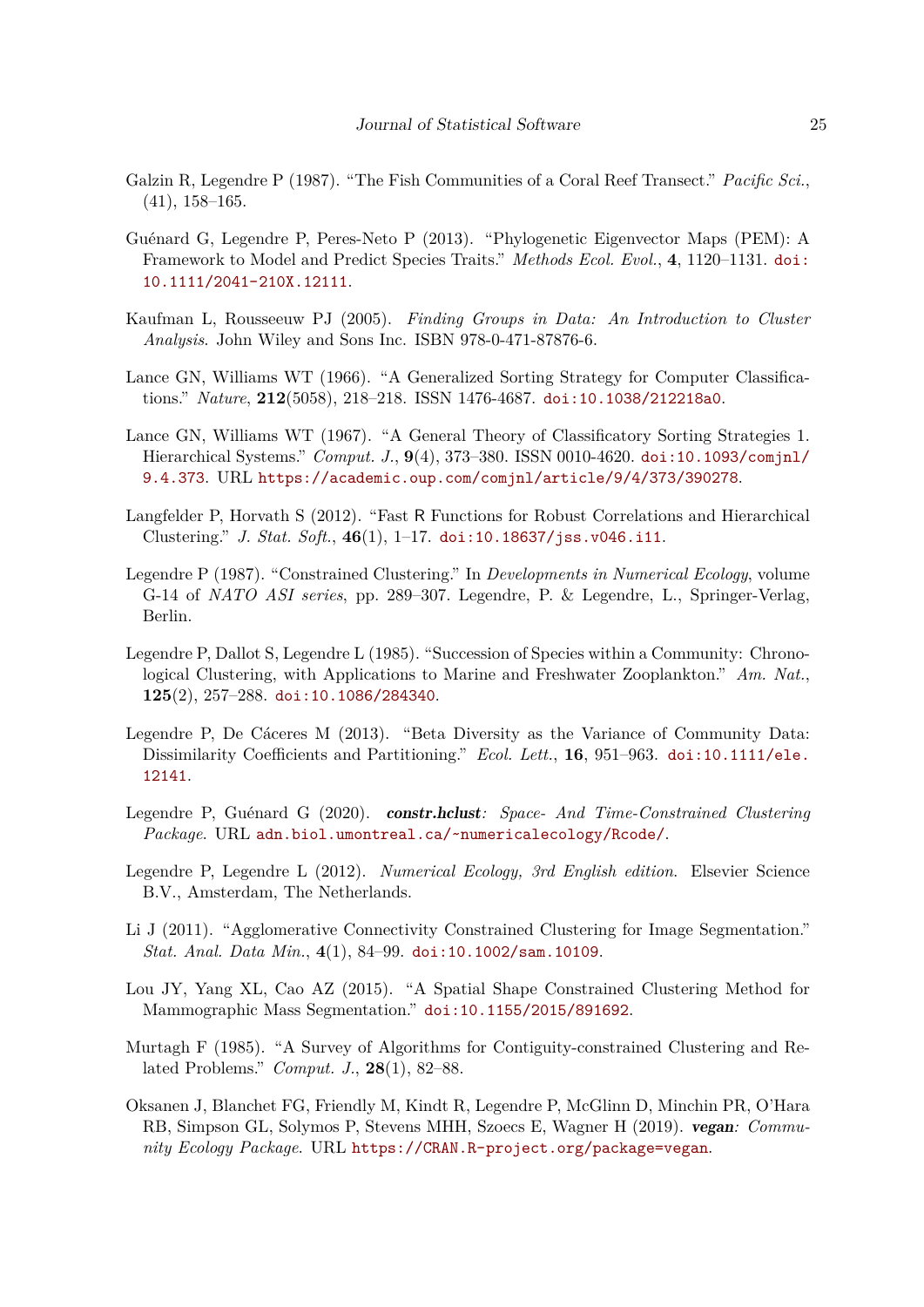Galzin R, Legendre P (1987). "The Fish Communities of a Coral Reef Transect." *Pacific Sci.*, (41), 158–165.

Guénard G, Legendre P, Peres-Neto P (2013). "Phylogenetic Eigenvector Maps (PEM): A Framework to Model and Predict Species Traits." *Methods Ecol. Evol.*, **4**, 1120–1131. doi:10.1111/2041-210X.12111.

Kaufman L, Rousseeuw PJ (2005). *Finding Groups in Data: An Introduction to Cluster Analysis*. John Wiley and Sons Inc. ISBN 978-0-471-87876-6.

Lance GN, Williams WT (1966). "A Generalized Sorting Strategy for Computer Classifications." *Nature*, **212**(5058), 218–218. ISSN 1476-4687. doi:10.1038/212218a0.

Lance GN, Williams WT (1967). "A General Theory of Classificatory Sorting Strategies 1. Hierarchical Systems." *Comput. J.*, **9**(4), 373–380. ISSN 0010-4620. doi:10.1093/comjnl/9.4.373. URL https://academic.oup.com/comjnl/article/9/4/373/390278.

Langfelder P, Horvath S (2012). "Fast R Functions for Robust Correlations and Hierarchical Clustering." *J. Stat. Soft.*, **46**(1), 1–17. doi:10.18637/jss.v046.i11.

Legendre P (1987). "Constrained Clustering." In *Developments in Numerical Ecology*, volume G-14 of *NATO ASI series*, pp. 289–307. Legendre, P. & Legendre, L., Springer-Verlag, Berlin.

Legendre P, Dallot S, Legendre L (1985). "Succession of Species within a Community: Chronological Clustering, with Applications to Marine and Freshwater Zooplankton." *Am. Nat.*, **125**(2), 257–288. doi:10.1086/284340.

Legendre P, De Cáceres M (2013). "Beta Diversity as the Variance of Community Data: Dissimilarity Coefficients and Partitioning." *Ecol. Lett.*, **16**, 951–963. doi:10.1111/ele.12141.

Legendre P, Guénard G (2020). ***constr.hclust****: Space- And Time-Constrained Clustering Package*. URL adn.biol.umontreal.ca/~numericalecology/Rcode/.

Legendre P, Legendre L (2012). *Numerical Ecology, 3rd English edition*. Elsevier Science B.V., Amsterdam, The Netherlands.

Li J (2011). "Agglomerative Connectivity Constrained Clustering for Image Segmentation." *Stat. Anal. Data Min.*, **4**(1), 84–99. doi:10.1002/sam.10109.

Lou JY, Yang XL, Cao AZ (2015). "A Spatial Shape Constrained Clustering Method for Mammographic Mass Segmentation." doi:10.1155/2015/891692.

Murtagh F (1985). "A Survey of Algorithms for Contiguity-constrained Clustering and Related Problems." *Comput. J.*, **28**(1), 82–88.

Oksanen J, Blanchet FG, Friendly M, Kindt R, Legendre P, McGlinn D, Minchin PR, O'Hara RB, Simpson GL, Solymos P, Stevens MHH, Szoecs E, Wagner H (2019). ***vegan****: Community Ecology Package*. URL https://CRAN.R-project.org/package=vegan.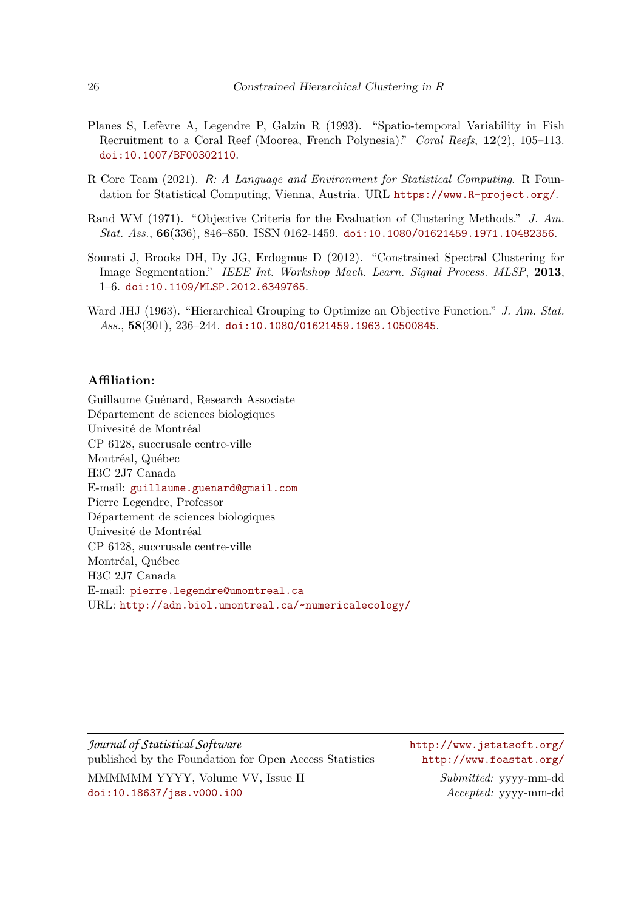Planes S, Lefèvre A, Legendre P, Galzin R (1993). "Spatio-temporal Variability in Fish Recruitment to a Coral Reef (Moorea, French Polynesia)." *Coral Reefs*, **12**(2), 105–113. doi:10.1007/BF00302110.

R Core Team (2021). *R: A Language and Environment for Statistical Computing*. R Foundation for Statistical Computing, Vienna, Austria. URL https://www.R-project.org/.

Rand WM (1971). "Objective Criteria for the Evaluation of Clustering Methods." *J. Am. Stat. Ass.*, **66**(336), 846–850. ISSN 0162-1459. doi:10.1080/01621459.1971.10482356.

Sourati J, Brooks DH, Dy JG, Erdogmus D (2012). "Constrained Spectral Clustering for Image Segmentation." *IEEE Int. Workshop Mach. Learn. Signal Process. MLSP*, **2013**, 1–6. doi:10.1109/MLSP.2012.6349765.

Ward JHJ (1963). "Hierarchical Grouping to Optimize an Objective Function." *J. Am. Stat. Ass.*, **58**(301), 236–244. doi:10.1080/01621459.1963.10500845.

**Affiliation:**

Guillaume Guénard, Research Associate
Département de sciences biologiques
Univesité de Montréal
CP 6128, succrusale centre-ville
Montréal, Québec
H3C 2J7 Canada
E-mail: guillaume.guenard@gmail.com
Pierre Legendre, Professor
Département de sciences biologiques
Univesité de Montréal
CP 6128, succrusale centre-ville
Montréal, Québec
H3C 2J7 Canada
E-mail: pierre.legendre@umontreal.ca
URL: http://adn.biol.umontreal.ca/~numericalecology/